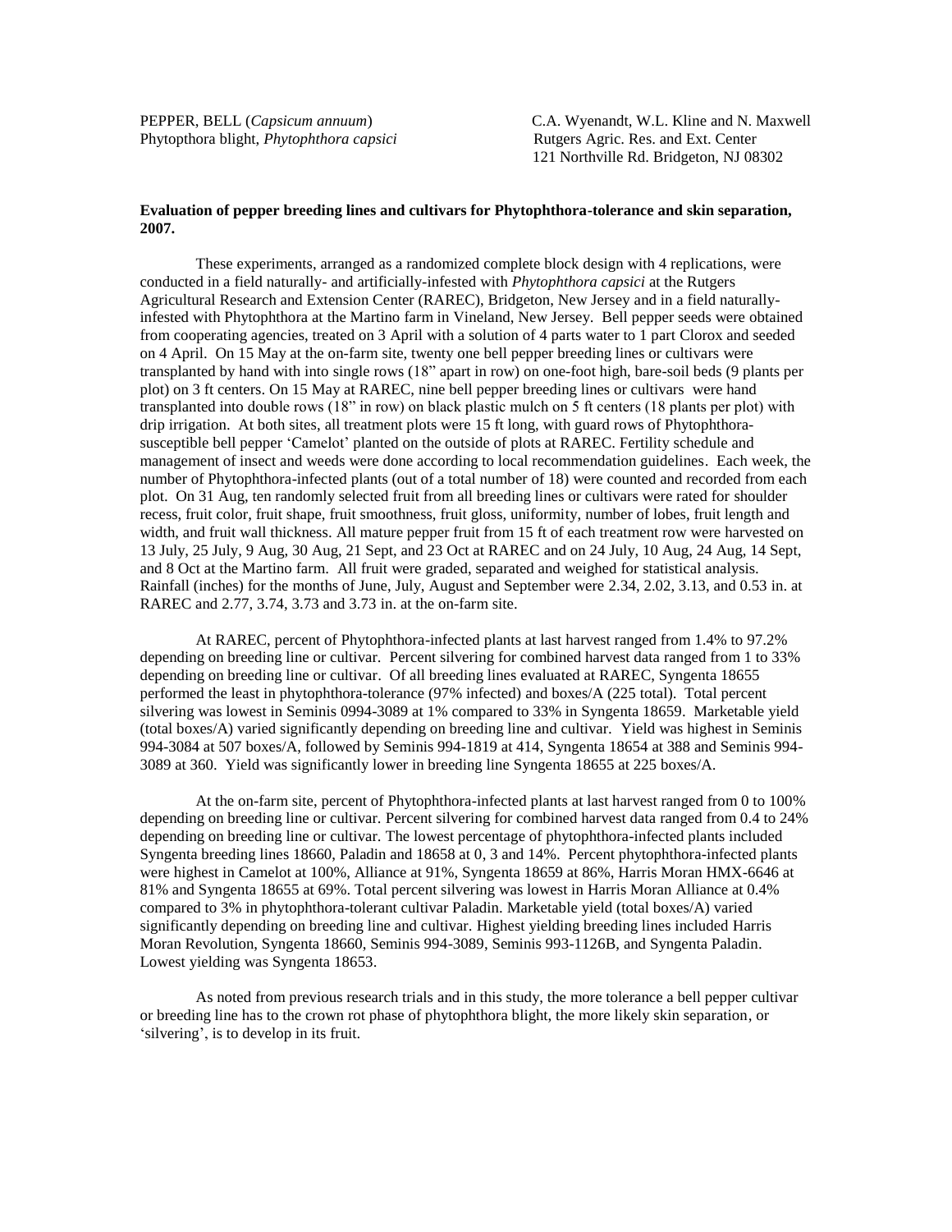PEPPER, BELL (*Capsicum annuum*)
Phytopthora blight, *Phytophthora capsici*

C.A. Wyenandt, W.L. Kline and N. Maxwell
Rutgers Agric. Res. and Ext. Center
121 Northville Rd. Bridgeton, NJ 08302

**Evaluation of pepper breeding lines and cultivars for Phytophthora-tolerance and skin separation, 2007.**

These experiments, arranged as a randomized complete block design with 4 replications, were conducted in a field naturally- and artificially-infested with *Phytophthora capsici* at the Rutgers Agricultural Research and Extension Center (RAREC), Bridgeton, New Jersey and in a field naturally-infested with Phytophthora at the Martino farm in Vineland, New Jersey. Bell pepper seeds were obtained from cooperating agencies, treated on 3 April with a solution of 4 parts water to 1 part Clorox and seeded on 4 April. On 15 May at the on-farm site, twenty one bell pepper breeding lines or cultivars were transplanted by hand with into single rows (18" apart in row) on one-foot high, bare-soil beds (9 plants per plot) on 3 ft centers. On 15 May at RAREC, nine bell pepper breeding lines or cultivars were hand transplanted into double rows (18" in row) on black plastic mulch on 5 ft centers (18 plants per plot) with drip irrigation. At both sites, all treatment plots were 15 ft long, with guard rows of Phytophthora-susceptible bell pepper 'Camelot' planted on the outside of plots at RAREC. Fertility schedule and management of insect and weeds were done according to local recommendation guidelines. Each week, the number of Phytophthora-infected plants (out of a total number of 18) were counted and recorded from each plot. On 31 Aug, ten randomly selected fruit from all breeding lines or cultivars were rated for shoulder recess, fruit color, fruit shape, fruit smoothness, fruit gloss, uniformity, number of lobes, fruit length and width, and fruit wall thickness. All mature pepper fruit from 15 ft of each treatment row were harvested on 13 July, 25 July, 9 Aug, 30 Aug, 21 Sept, and 23 Oct at RAREC and on 24 July, 10 Aug, 24 Aug, 14 Sept, and 8 Oct at the Martino farm. All fruit were graded, separated and weighed for statistical analysis. Rainfall (inches) for the months of June, July, August and September were 2.34, 2.02, 3.13, and 0.53 in. at RAREC and 2.77, 3.74, 3.73 and 3.73 in. at the on-farm site.

At RAREC, percent of Phytophthora-infected plants at last harvest ranged from 1.4% to 97.2% depending on breeding line or cultivar. Percent silvering for combined harvest data ranged from 1 to 33% depending on breeding line or cultivar. Of all breeding lines evaluated at RAREC, Syngenta 18655 performed the least in phytophthora-tolerance (97% infected) and boxes/A (225 total). Total percent silvering was lowest in Seminis 0994-3089 at 1% compared to 33% in Syngenta 18659. Marketable yield (total boxes/A) varied significantly depending on breeding line and cultivar. Yield was highest in Seminis 994-3084 at 507 boxes/A, followed by Seminis 994-1819 at 414, Syngenta 18654 at 388 and Seminis 994-3089 at 360. Yield was significantly lower in breeding line Syngenta 18655 at 225 boxes/A.

At the on-farm site, percent of Phytophthora-infected plants at last harvest ranged from 0 to 100% depending on breeding line or cultivar. Percent silvering for combined harvest data ranged from 0.4 to 24% depending on breeding line or cultivar. The lowest percentage of phytophthora-infected plants included Syngenta breeding lines 18660, Paladin and 18658 at 0, 3 and 14%. Percent phytophthora-infected plants were highest in Camelot at 100%, Alliance at 91%, Syngenta 18659 at 86%, Harris Moran HMX-6646 at 81% and Syngenta 18655 at 69%. Total percent silvering was lowest in Harris Moran Alliance at 0.4% compared to 3% in phytophthora-tolerant cultivar Paladin. Marketable yield (total boxes/A) varied significantly depending on breeding line and cultivar. Highest yielding breeding lines included Harris Moran Revolution, Syngenta 18660, Seminis 994-3089, Seminis 993-1126B, and Syngenta Paladin. Lowest yielding was Syngenta 18653.

As noted from previous research trials and in this study, the more tolerance a bell pepper cultivar or breeding line has to the crown rot phase of phytophthora blight, the more likely skin separation, or 'silvering', is to develop in its fruit.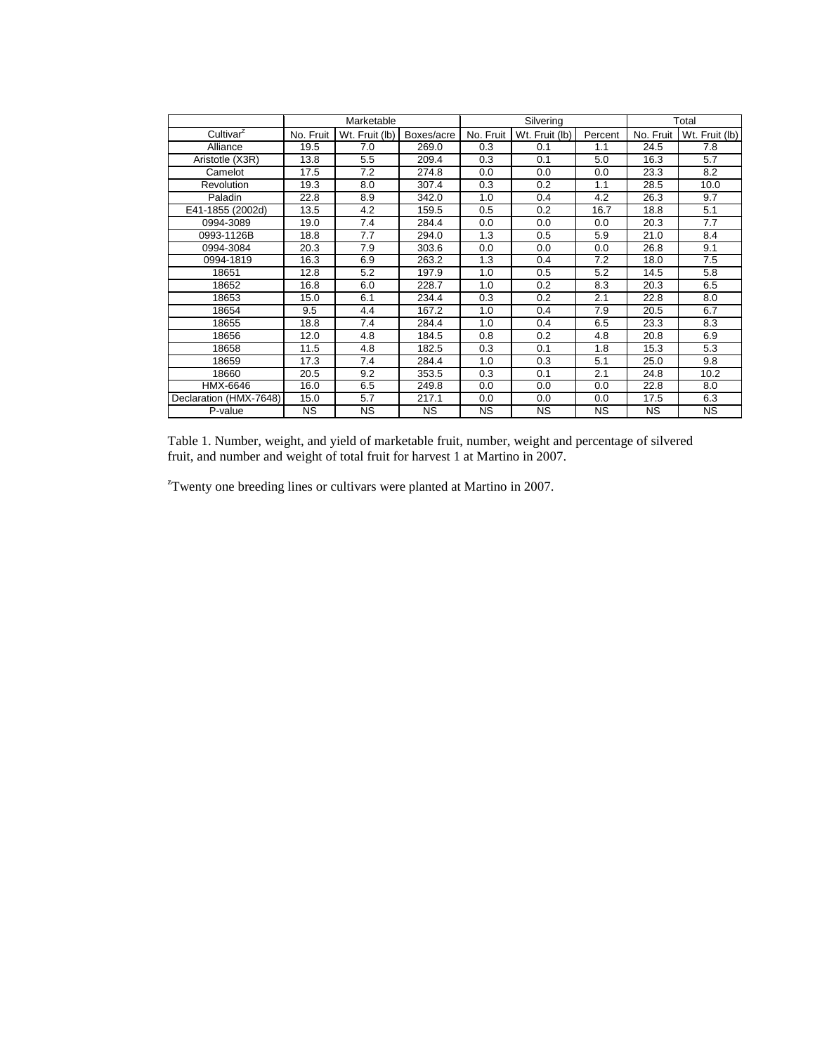| Cultivar[z] | Marketable | | | Silvering | | | Total | |
|---|---|---|---|---|---|---|---|---|
| | No. Fruit | Wt. Fruit (lb) | Boxes/acre | No. Fruit | Wt. Fruit (lb) | Percent | No. Fruit | Wt. Fruit (lb) |
| Alliance | 19.5 | 7.0 | 269.0 | 0.3 | 0.1 | 1.1 | 24.5 | 7.8 |
| Aristotle (X3R) | 13.8 | 5.5 | 209.4 | 0.3 | 0.1 | 5.0 | 16.3 | 5.7 |
| Camelot | 17.5 | 7.2 | 274.8 | 0.0 | 0.0 | 0.0 | 23.3 | 8.2 |
| Revolution | 19.3 | 8.0 | 307.4 | 0.3 | 0.2 | 1.1 | 28.5 | 10.0 |
| Paladin | 22.8 | 8.9 | 342.0 | 1.0 | 0.4 | 4.2 | 26.3 | 9.7 |
| E41-1855 (2002d) | 13.5 | 4.2 | 159.5 | 0.5 | 0.2 | 16.7 | 18.8 | 5.1 |
| 0994-3089 | 19.0 | 7.4 | 284.4 | 0.0 | 0.0 | 0.0 | 20.3 | 7.7 |
| 0993-1126B | 18.8 | 7.7 | 294.0 | 1.3 | 0.5 | 5.9 | 21.0 | 8.4 |
| 0994-3084 | 20.3 | 7.9 | 303.6 | 0.0 | 0.0 | 0.0 | 26.8 | 9.1 |
| 0994-1819 | 16.3 | 6.9 | 263.2 | 1.3 | 0.4 | 7.2 | 18.0 | 7.5 |
| 18651 | 12.8 | 5.2 | 197.9 | 1.0 | 0.5 | 5.2 | 14.5 | 5.8 |
| 18652 | 16.8 | 6.0 | 228.7 | 1.0 | 0.2 | 8.3 | 20.3 | 6.5 |
| 18653 | 15.0 | 6.1 | 234.4 | 0.3 | 0.2 | 2.1 | 22.8 | 8.0 |
| 18654 | 9.5 | 4.4 | 167.2 | 1.0 | 0.4 | 7.9 | 20.5 | 6.7 |
| 18655 | 18.8 | 7.4 | 284.4 | 1.0 | 0.4 | 6.5 | 23.3 | 8.3 |
| 18656 | 12.0 | 4.8 | 184.5 | 0.8 | 0.2 | 4.8 | 20.8 | 6.9 |
| 18658 | 11.5 | 4.8 | 182.5 | 0.3 | 0.1 | 1.8 | 15.3 | 5.3 |
| 18659 | 17.3 | 7.4 | 284.4 | 1.0 | 0.3 | 5.1 | 25.0 | 9.8 |
| 18660 | 20.5 | 9.2 | 353.5 | 0.3 | 0.1 | 2.1 | 24.8 | 10.2 |
| HMX-6646 | 16.0 | 6.5 | 249.8 | 0.0 | 0.0 | 0.0 | 22.8 | 8.0 |
| Declaration (HMX-7648) | 15.0 | 5.7 | 217.1 | 0.0 | 0.0 | 0.0 | 17.5 | 6.3 |
| P-value | NS | NS | NS | NS | NS | NS | NS | NS |

Table 1. Number, weight, and yield of marketable fruit, number, weight and percentage of silvered fruit, and number and weight of total fruit for harvest 1 at Martino in 2007.

[z]Twenty one breeding lines or cultivars were planted at Martino in 2007.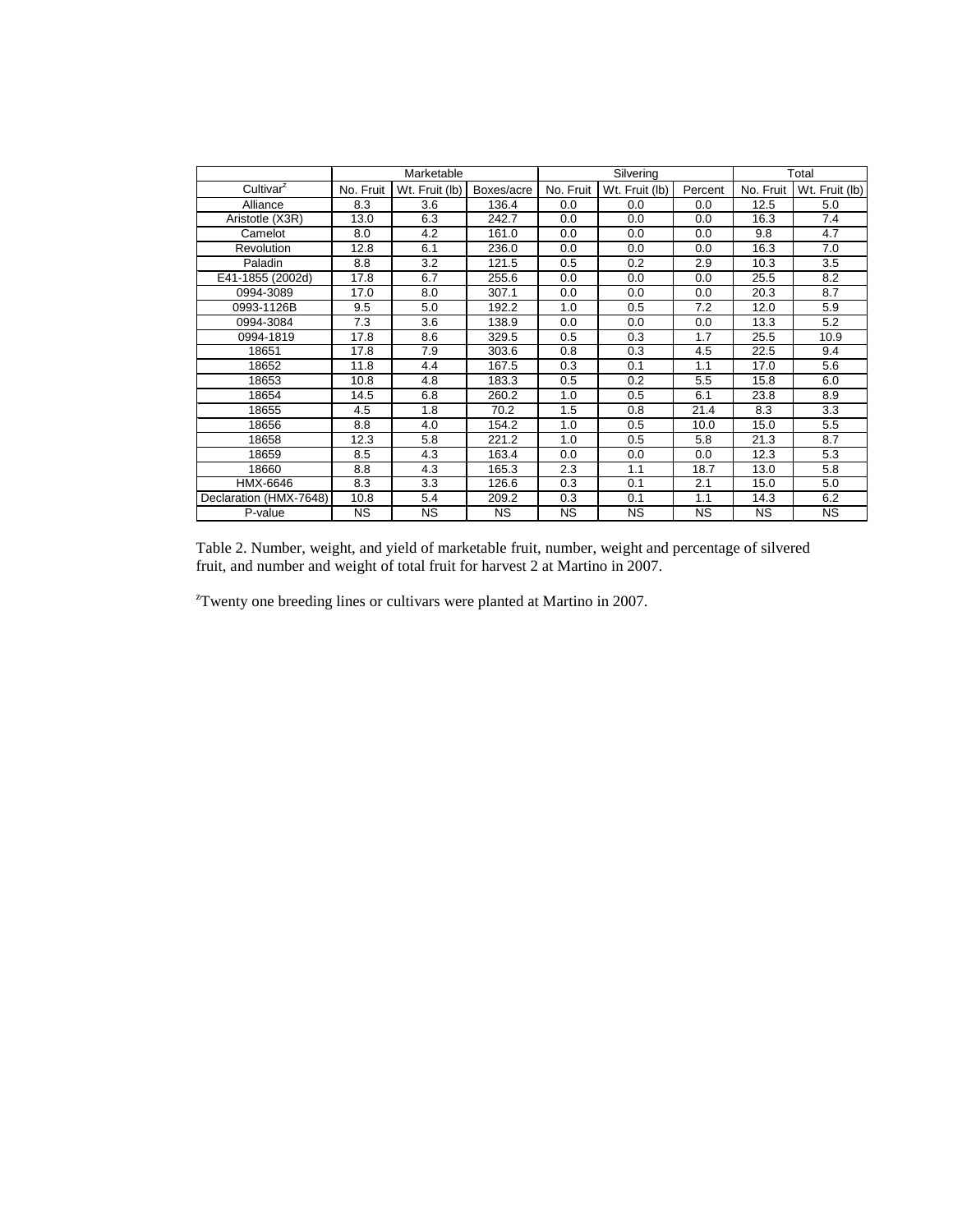| | Marketable | | | Silvering | | | Total | |
|---|---|---|---|---|---|---|---|---|
| Cultivar[z] | No. Fruit | Wt. Fruit (lb) | Boxes/acre | No. Fruit | Wt. Fruit (lb) | Percent | No. Fruit | Wt. Fruit (lb) |
| Alliance | 8.3 | 3.6 | 136.4 | 0.0 | 0.0 | 0.0 | 12.5 | 5.0 |
| Aristotle (X3R) | 13.0 | 6.3 | 242.7 | 0.0 | 0.0 | 0.0 | 16.3 | 7.4 |
| Camelot | 8.0 | 4.2 | 161.0 | 0.0 | 0.0 | 0.0 | 9.8 | 4.7 |
| Revolution | 12.8 | 6.1 | 236.0 | 0.0 | 0.0 | 0.0 | 16.3 | 7.0 |
| Paladin | 8.8 | 3.2 | 121.5 | 0.5 | 0.2 | 2.9 | 10.3 | 3.5 |
| E41-1855 (2002d) | 17.8 | 6.7 | 255.6 | 0.0 | 0.0 | 0.0 | 25.5 | 8.2 |
| 0994-3089 | 17.0 | 8.0 | 307.1 | 0.0 | 0.0 | 0.0 | 20.3 | 8.7 |
| 0993-1126B | 9.5 | 5.0 | 192.2 | 1.0 | 0.5 | 7.2 | 12.0 | 5.9 |
| 0994-3084 | 7.3 | 3.6 | 138.9 | 0.0 | 0.0 | 0.0 | 13.3 | 5.2 |
| 0994-1819 | 17.8 | 8.6 | 329.5 | 0.5 | 0.3 | 1.7 | 25.5 | 10.9 |
| 18651 | 17.8 | 7.9 | 303.6 | 0.8 | 0.3 | 4.5 | 22.5 | 9.4 |
| 18652 | 11.8 | 4.4 | 167.5 | 0.3 | 0.1 | 1.1 | 17.0 | 5.6 |
| 18653 | 10.8 | 4.8 | 183.3 | 0.5 | 0.2 | 5.5 | 15.8 | 6.0 |
| 18654 | 14.5 | 6.8 | 260.2 | 1.0 | 0.5 | 6.1 | 23.8 | 8.9 |
| 18655 | 4.5 | 1.8 | 70.2 | 1.5 | 0.8 | 21.4 | 8.3 | 3.3 |
| 18656 | 8.8 | 4.0 | 154.2 | 1.0 | 0.5 | 10.0 | 15.0 | 5.5 |
| 18658 | 12.3 | 5.8 | 221.2 | 1.0 | 0.5 | 5.8 | 21.3 | 8.7 |
| 18659 | 8.5 | 4.3 | 163.4 | 0.0 | 0.0 | 0.0 | 12.3 | 5.3 |
| 18660 | 8.8 | 4.3 | 165.3 | 2.3 | 1.1 | 18.7 | 13.0 | 5.8 |
| HMX-6646 | 8.3 | 3.3 | 126.6 | 0.3 | 0.1 | 2.1 | 15.0 | 5.0 |
| Declaration (HMX-7648) | 10.8 | 5.4 | 209.2 | 0.3 | 0.1 | 1.1 | 14.3 | 6.2 |
| P-value | NS | NS | NS | NS | NS | NS | NS | NS |

Table 2. Number, weight, and yield of marketable fruit, number, weight and percentage of silvered fruit, and number and weight of total fruit for harvest 2 at Martino in 2007.

[z]Twenty one breeding lines or cultivars were planted at Martino in 2007.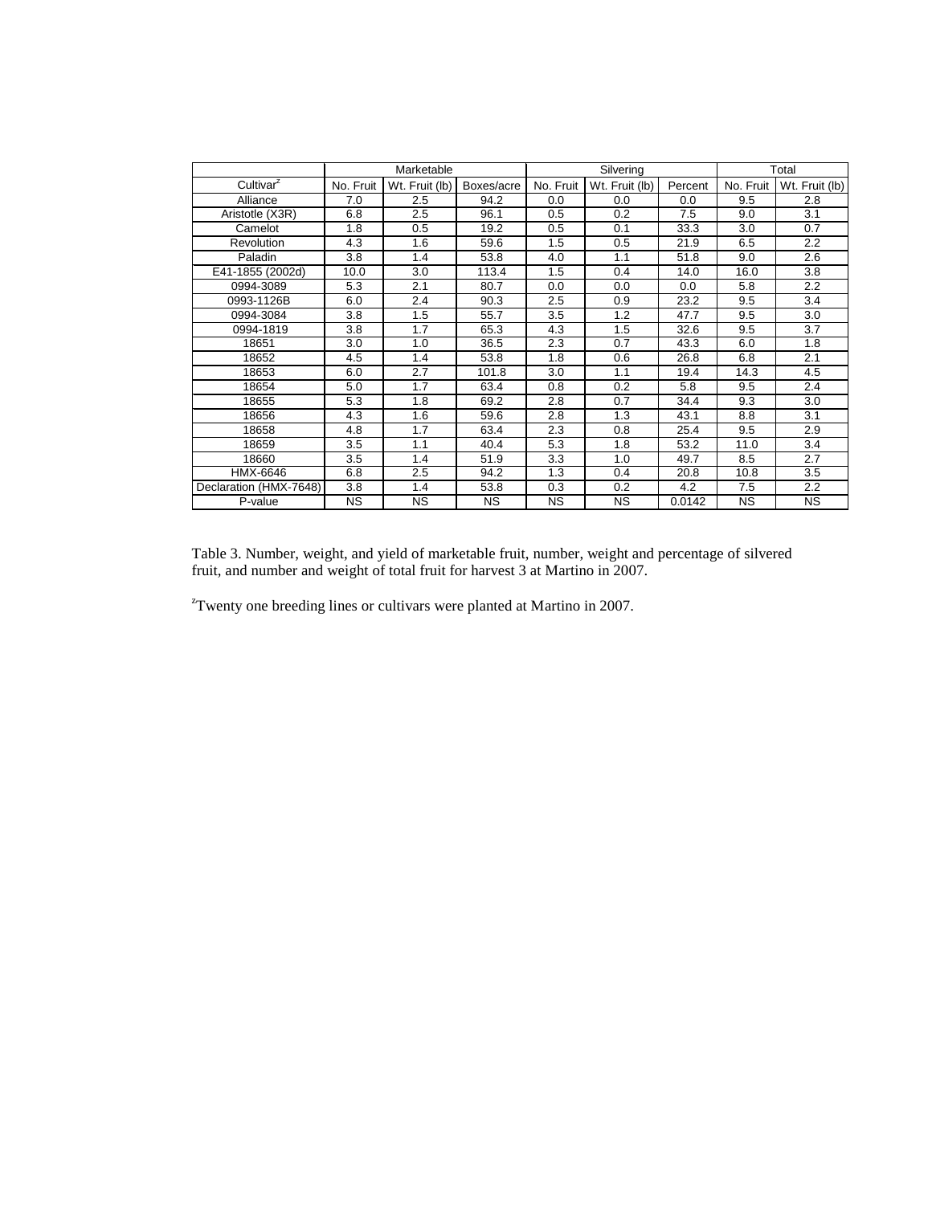| | Marketable | | | Silvering | | | Total | |
|---|---|---|---|---|---|---|---|---|
| Cultivar[z] | No. Fruit | Wt. Fruit (lb) | Boxes/acre | No. Fruit | Wt. Fruit (lb) | Percent | No. Fruit | Wt. Fruit (lb) |
| Alliance | 7.0 | 2.5 | 94.2 | 0.0 | 0.0 | 0.0 | 9.5 | 2.8 |
| Aristotle (X3R) | 6.8 | 2.5 | 96.1 | 0.5 | 0.2 | 7.5 | 9.0 | 3.1 |
| Camelot | 1.8 | 0.5 | 19.2 | 0.5 | 0.1 | 33.3 | 3.0 | 0.7 |
| Revolution | 4.3 | 1.6 | 59.6 | 1.5 | 0.5 | 21.9 | 6.5 | 2.2 |
| Paladin | 3.8 | 1.4 | 53.8 | 4.0 | 1.1 | 51.8 | 9.0 | 2.6 |
| E41-1855 (2002d) | 10.0 | 3.0 | 113.4 | 1.5 | 0.4 | 14.0 | 16.0 | 3.8 |
| 0994-3089 | 5.3 | 2.1 | 80.7 | 0.0 | 0.0 | 0.0 | 5.8 | 2.2 |
| 0993-1126B | 6.0 | 2.4 | 90.3 | 2.5 | 0.9 | 23.2 | 9.5 | 3.4 |
| 0994-3084 | 3.8 | 1.5 | 55.7 | 3.5 | 1.2 | 47.7 | 9.5 | 3.0 |
| 0994-1819 | 3.8 | 1.7 | 65.3 | 4.3 | 1.5 | 32.6 | 9.5 | 3.7 |
| 18651 | 3.0 | 1.0 | 36.5 | 2.3 | 0.7 | 43.3 | 6.0 | 1.8 |
| 18652 | 4.5 | 1.4 | 53.8 | 1.8 | 0.6 | 26.8 | 6.8 | 2.1 |
| 18653 | 6.0 | 2.7 | 101.8 | 3.0 | 1.1 | 19.4 | 14.3 | 4.5 |
| 18654 | 5.0 | 1.7 | 63.4 | 0.8 | 0.2 | 5.8 | 9.5 | 2.4 |
| 18655 | 5.3 | 1.8 | 69.2 | 2.8 | 0.7 | 34.4 | 9.3 | 3.0 |
| 18656 | 4.3 | 1.6 | 59.6 | 2.8 | 1.3 | 43.1 | 8.8 | 3.1 |
| 18658 | 4.8 | 1.7 | 63.4 | 2.3 | 0.8 | 25.4 | 9.5 | 2.9 |
| 18659 | 3.5 | 1.1 | 40.4 | 5.3 | 1.8 | 53.2 | 11.0 | 3.4 |
| 18660 | 3.5 | 1.4 | 51.9 | 3.3 | 1.0 | 49.7 | 8.5 | 2.7 |
| HMX-6646 | 6.8 | 2.5 | 94.2 | 1.3 | 0.4 | 20.8 | 10.8 | 3.5 |
| Declaration (HMX-7648) | 3.8 | 1.4 | 53.8 | 0.3 | 0.2 | 4.2 | 7.5 | 2.2 |
| P-value | NS | NS | NS | NS | NS | 0.0142 | NS | NS |

Table 3. Number, weight, and yield of marketable fruit, number, weight and percentage of silvered fruit, and number and weight of total fruit for harvest 3 at Martino in 2007.

[z]Twenty one breeding lines or cultivars were planted at Martino in 2007.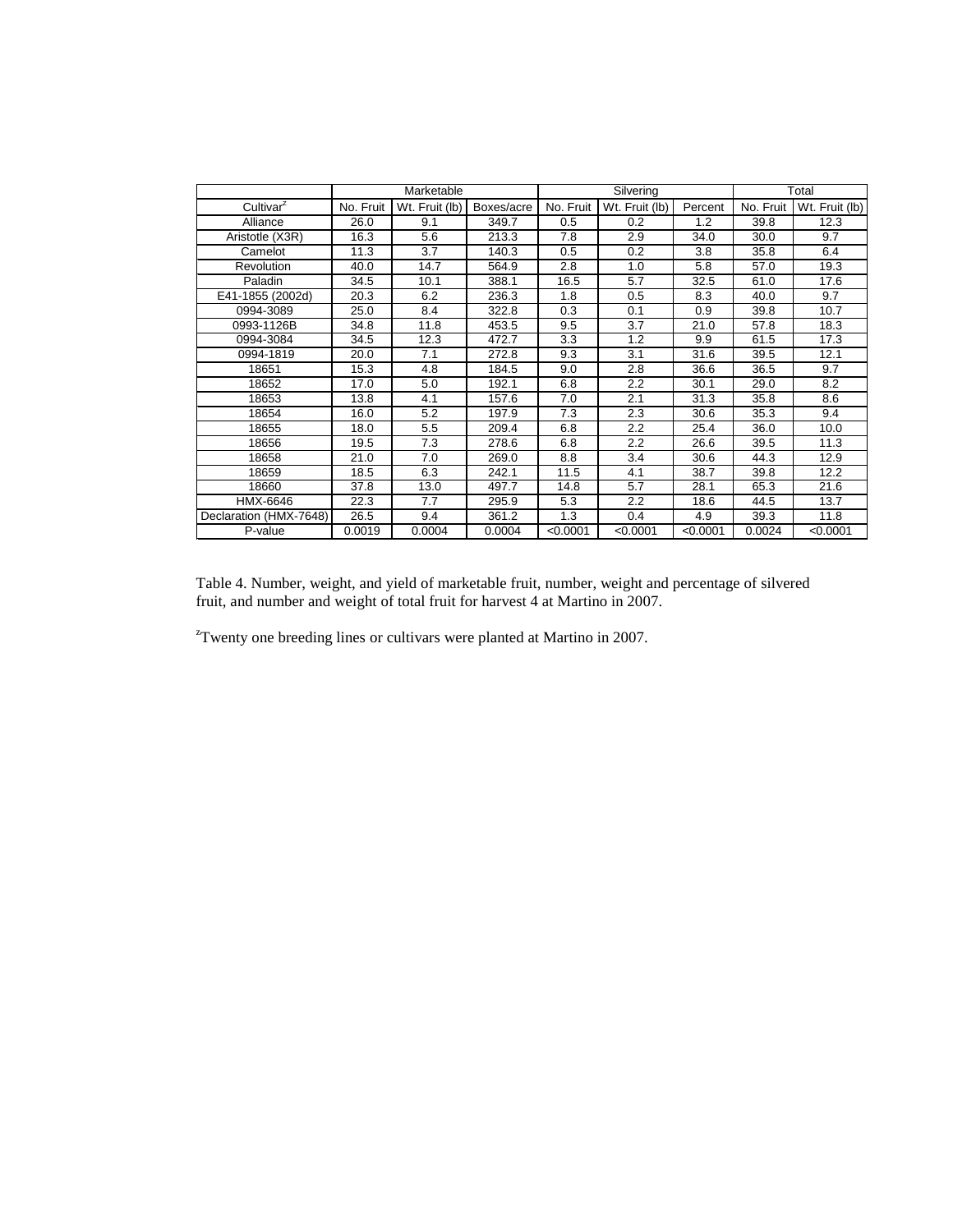| | Marketable | | | Silvering | | | Total | |
|---|---|---|---|---|---|---|---|---|
| Cultivar[z] | No. Fruit | Wt. Fruit (lb) | Boxes/acre | No. Fruit | Wt. Fruit (lb) | Percent | No. Fruit | Wt. Fruit (lb) |
| Alliance | 26.0 | 9.1 | 349.7 | 0.5 | 0.2 | 1.2 | 39.8 | 12.3 |
| Aristotle (X3R) | 16.3 | 5.6 | 213.3 | 7.8 | 2.9 | 34.0 | 30.0 | 9.7 |
| Camelot | 11.3 | 3.7 | 140.3 | 0.5 | 0.2 | 3.8 | 35.8 | 6.4 |
| Revolution | 40.0 | 14.7 | 564.9 | 2.8 | 1.0 | 5.8 | 57.0 | 19.3 |
| Paladin | 34.5 | 10.1 | 388.1 | 16.5 | 5.7 | 32.5 | 61.0 | 17.6 |
| E41-1855 (2002d) | 20.3 | 6.2 | 236.3 | 1.8 | 0.5 | 8.3 | 40.0 | 9.7 |
| 0994-3089 | 25.0 | 8.4 | 322.8 | 0.3 | 0.1 | 0.9 | 39.8 | 10.7 |
| 0993-1126B | 34.8 | 11.8 | 453.5 | 9.5 | 3.7 | 21.0 | 57.8 | 18.3 |
| 0994-3084 | 34.5 | 12.3 | 472.7 | 3.3 | 1.2 | 9.9 | 61.5 | 17.3 |
| 0994-1819 | 20.0 | 7.1 | 272.8 | 9.3 | 3.1 | 31.6 | 39.5 | 12.1 |
| 18651 | 15.3 | 4.8 | 184.5 | 9.0 | 2.8 | 36.6 | 36.5 | 9.7 |
| 18652 | 17.0 | 5.0 | 192.1 | 6.8 | 2.2 | 30.1 | 29.0 | 8.2 |
| 18653 | 13.8 | 4.1 | 157.6 | 7.0 | 2.1 | 31.3 | 35.8 | 8.6 |
| 18654 | 16.0 | 5.2 | 197.9 | 7.3 | 2.3 | 30.6 | 35.3 | 9.4 |
| 18655 | 18.0 | 5.5 | 209.4 | 6.8 | 2.2 | 25.4 | 36.0 | 10.0 |
| 18656 | 19.5 | 7.3 | 278.6 | 6.8 | 2.2 | 26.6 | 39.5 | 11.3 |
| 18658 | 21.0 | 7.0 | 269.0 | 8.8 | 3.4 | 30.6 | 44.3 | 12.9 |
| 18659 | 18.5 | 6.3 | 242.1 | 11.5 | 4.1 | 38.7 | 39.8 | 12.2 |
| 18660 | 37.8 | 13.0 | 497.7 | 14.8 | 5.7 | 28.1 | 65.3 | 21.6 |
| HMX-6646 | 22.3 | 7.7 | 295.9 | 5.3 | 2.2 | 18.6 | 44.5 | 13.7 |
| Declaration (HMX-7648) | 26.5 | 9.4 | 361.2 | 1.3 | 0.4 | 4.9 | 39.3 | 11.8 |
| P-value | 0.0019 | 0.0004 | 0.0004 | <0.0001 | <0.0001 | <0.0001 | 0.0024 | <0.0001 |

Table 4. Number, weight, and yield of marketable fruit, number, weight and percentage of silvered fruit, and number and weight of total fruit for harvest 4 at Martino in 2007.

[z]Twenty one breeding lines or cultivars were planted at Martino in 2007.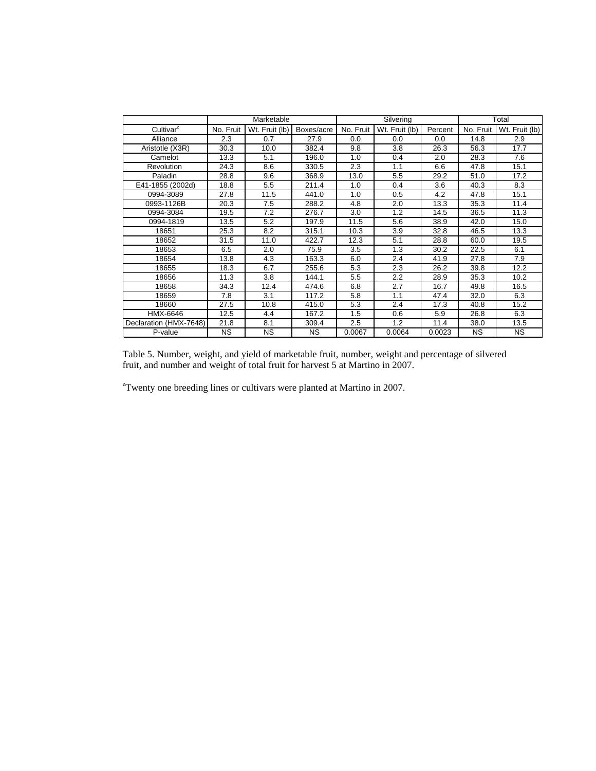| | Marketable | | | Silvering | | | Total | |
|---|---|---|---|---|---|---|---|---|
| Cultivar[z] | No. Fruit | Wt. Fruit (lb) | Boxes/acre | No. Fruit | Wt. Fruit (lb) | Percent | No. Fruit | Wt. Fruit (lb) |
| Alliance | 2.3 | 0.7 | 27.9 | 0.0 | 0.0 | 0.0 | 14.8 | 2.9 |
| Aristotle (X3R) | 30.3 | 10.0 | 382.4 | 9.8 | 3.8 | 26.3 | 56.3 | 17.7 |
| Camelot | 13.3 | 5.1 | 196.0 | 1.0 | 0.4 | 2.0 | 28.3 | 7.6 |
| Revolution | 24.3 | 8.6 | 330.5 | 2.3 | 1.1 | 6.6 | 47.8 | 15.1 |
| Paladin | 28.8 | 9.6 | 368.9 | 13.0 | 5.5 | 29.2 | 51.0 | 17.2 |
| E41-1855 (2002d) | 18.8 | 5.5 | 211.4 | 1.0 | 0.4 | 3.6 | 40.3 | 8.3 |
| 0994-3089 | 27.8 | 11.5 | 441.0 | 1.0 | 0.5 | 4.2 | 47.8 | 15.1 |
| 0993-1126B | 20.3 | 7.5 | 288.2 | 4.8 | 2.0 | 13.3 | 35.3 | 11.4 |
| 0994-3084 | 19.5 | 7.2 | 276.7 | 3.0 | 1.2 | 14.5 | 36.5 | 11.3 |
| 0994-1819 | 13.5 | 5.2 | 197.9 | 11.5 | 5.6 | 38.9 | 42.0 | 15.0 |
| 18651 | 25.3 | 8.2 | 315.1 | 10.3 | 3.9 | 32.8 | 46.5 | 13.3 |
| 18652 | 31.5 | 11.0 | 422.7 | 12.3 | 5.1 | 28.8 | 60.0 | 19.5 |
| 18653 | 6.5 | 2.0 | 75.9 | 3.5 | 1.3 | 30.2 | 22.5 | 6.1 |
| 18654 | 13.8 | 4.3 | 163.3 | 6.0 | 2.4 | 41.9 | 27.8 | 7.9 |
| 18655 | 18.3 | 6.7 | 255.6 | 5.3 | 2.3 | 26.2 | 39.8 | 12.2 |
| 18656 | 11.3 | 3.8 | 144.1 | 5.5 | 2.2 | 28.9 | 35.3 | 10.2 |
| 18658 | 34.3 | 12.4 | 474.6 | 6.8 | 2.7 | 16.7 | 49.8 | 16.5 |
| 18659 | 7.8 | 3.1 | 117.2 | 5.8 | 1.1 | 47.4 | 32.0 | 6.3 |
| 18660 | 27.5 | 10.8 | 415.0 | 5.3 | 2.4 | 17.3 | 40.8 | 15.2 |
| HMX-6646 | 12.5 | 4.4 | 167.2 | 1.5 | 0.6 | 5.9 | 26.8 | 6.3 |
| Declaration (HMX-7648) | 21.8 | 8.1 | 309.4 | 2.5 | 1.2 | 11.4 | 38.0 | 13.5 |
| P-value | NS | NS | NS | 0.0067 | 0.0064 | 0.0023 | NS | NS |

Table 5. Number, weight, and yield of marketable fruit, number, weight and percentage of silvered fruit, and number and weight of total fruit for harvest 5 at Martino in 2007.

[z]Twenty one breeding lines or cultivars were planted at Martino in 2007.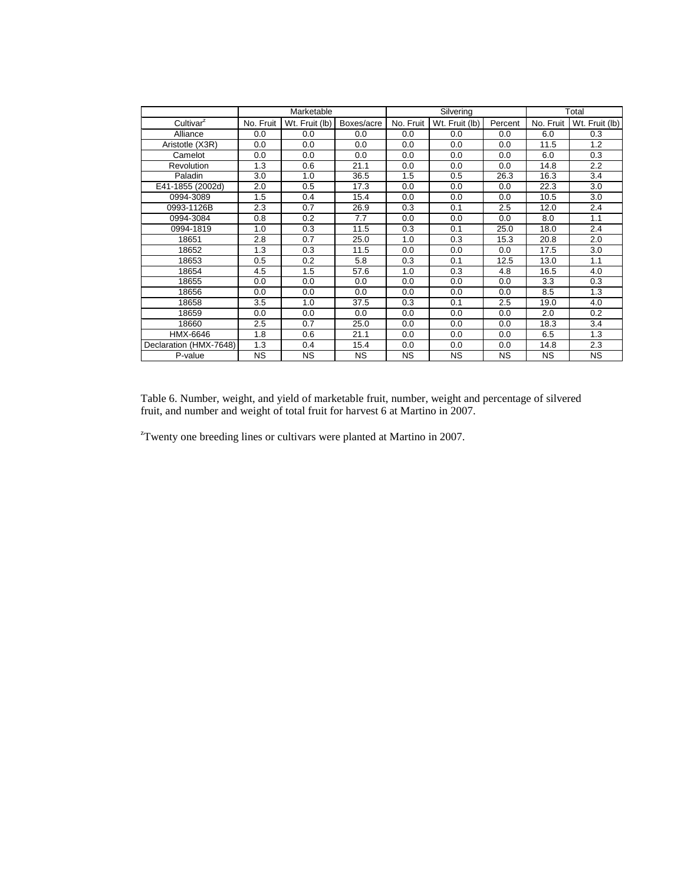| | Marketable | | | Silvering | | | Total | |
|---|---|---|---|---|---|---|---|---|
| Cultivar[z] | No. Fruit | Wt. Fruit (lb) | Boxes/acre | No. Fruit | Wt. Fruit (lb) | Percent | No. Fruit | Wt. Fruit (lb) |
| Alliance | 0.0 | 0.0 | 0.0 | 0.0 | 0.0 | 0.0 | 6.0 | 0.3 |
| Aristotle (X3R) | 0.0 | 0.0 | 0.0 | 0.0 | 0.0 | 0.0 | 11.5 | 1.2 |
| Camelot | 0.0 | 0.0 | 0.0 | 0.0 | 0.0 | 0.0 | 6.0 | 0.3 |
| Revolution | 1.3 | 0.6 | 21.1 | 0.0 | 0.0 | 0.0 | 14.8 | 2.2 |
| Paladin | 3.0 | 1.0 | 36.5 | 1.5 | 0.5 | 26.3 | 16.3 | 3.4 |
| E41-1855 (2002d) | 2.0 | 0.5 | 17.3 | 0.0 | 0.0 | 0.0 | 22.3 | 3.0 |
| 0994-3089 | 1.5 | 0.4 | 15.4 | 0.0 | 0.0 | 0.0 | 10.5 | 3.0 |
| 0993-1126B | 2.3 | 0.7 | 26.9 | 0.3 | 0.1 | 2.5 | 12.0 | 2.4 |
| 0994-3084 | 0.8 | 0.2 | 7.7 | 0.0 | 0.0 | 0.0 | 8.0 | 1.1 |
| 0994-1819 | 1.0 | 0.3 | 11.5 | 0.3 | 0.1 | 25.0 | 18.0 | 2.4 |
| 18651 | 2.8 | 0.7 | 25.0 | 1.0 | 0.3 | 15.3 | 20.8 | 2.0 |
| 18652 | 1.3 | 0.3 | 11.5 | 0.0 | 0.0 | 0.0 | 17.5 | 3.0 |
| 18653 | 0.5 | 0.2 | 5.8 | 0.3 | 0.1 | 12.5 | 13.0 | 1.1 |
| 18654 | 4.5 | 1.5 | 57.6 | 1.0 | 0.3 | 4.8 | 16.5 | 4.0 |
| 18655 | 0.0 | 0.0 | 0.0 | 0.0 | 0.0 | 0.0 | 3.3 | 0.3 |
| 18656 | 0.0 | 0.0 | 0.0 | 0.0 | 0.0 | 0.0 | 8.5 | 1.3 |
| 18658 | 3.5 | 1.0 | 37.5 | 0.3 | 0.1 | 2.5 | 19.0 | 4.0 |
| 18659 | 0.0 | 0.0 | 0.0 | 0.0 | 0.0 | 0.0 | 2.0 | 0.2 |
| 18660 | 2.5 | 0.7 | 25.0 | 0.0 | 0.0 | 0.0 | 18.3 | 3.4 |
| HMX-6646 | 1.8 | 0.6 | 21.1 | 0.0 | 0.0 | 0.0 | 6.5 | 1.3 |
| Declaration (HMX-7648) | 1.3 | 0.4 | 15.4 | 0.0 | 0.0 | 0.0 | 14.8 | 2.3 |
| P-value | NS | NS | NS | NS | NS | NS | NS | NS |

Table 6. Number, weight, and yield of marketable fruit, number, weight and percentage of silvered fruit, and number and weight of total fruit for harvest 6 at Martino in 2007.

[z]Twenty one breeding lines or cultivars were planted at Martino in 2007.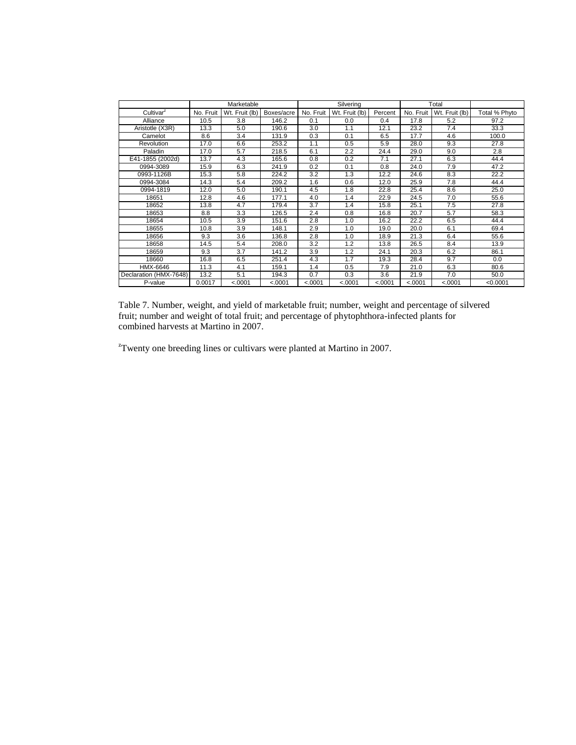| | Marketable | | | Silvering | | | Total | | |
|---|---|---|---|---|---|---|---|---|---|
| Cultivar[z] | No. Fruit | Wt. Fruit (lb) | Boxes/acre | No. Fruit | Wt. Fruit (lb) | Percent | No. Fruit | Wt. Fruit (lb) | Total % Phyto |
| Alliance | 10.5 | 3.8 | 146.2 | 0.1 | 0.0 | 0.4 | 17.8 | 5.2 | 97.2 |
| Aristotle (X3R) | 13.3 | 5.0 | 190.6 | 3.0 | 1.1 | 12.1 | 23.2 | 7.4 | 33.3 |
| Camelot | 8.6 | 3.4 | 131.9 | 0.3 | 0.1 | 6.5 | 17.7 | 4.6 | 100.0 |
| Revolution | 17.0 | 6.6 | 253.2 | 1.1 | 0.5 | 5.9 | 28.0 | 9.3 | 27.8 |
| Paladin | 17.0 | 5.7 | 218.5 | 6.1 | 2.2 | 24.4 | 29.0 | 9.0 | 2.8 |
| E41-1855 (2002d) | 13.7 | 4.3 | 165.6 | 0.8 | 0.2 | 7.1 | 27.1 | 6.3 | 44.4 |
| 0994-3089 | 15.9 | 6.3 | 241.9 | 0.2 | 0.1 | 0.8 | 24.0 | 7.9 | 47.2 |
| 0993-1126B | 15.3 | 5.8 | 224.2 | 3.2 | 1.3 | 12.2 | 24.6 | 8.3 | 22.2 |
| 0994-3084 | 14.3 | 5.4 | 209.2 | 1.6 | 0.6 | 12.0 | 25.9 | 7.8 | 44.4 |
| 0994-1819 | 12.0 | 5.0 | 190.1 | 4.5 | 1.8 | 22.8 | 25.4 | 8.6 | 25.0 |
| 18651 | 12.8 | 4.6 | 177.1 | 4.0 | 1.4 | 22.9 | 24.5 | 7.0 | 55.6 |
| 18652 | 13.8 | 4.7 | 179.4 | 3.7 | 1.4 | 15.8 | 25.1 | 7.5 | 27.8 |
| 18653 | 8.8 | 3.3 | 126.5 | 2.4 | 0.8 | 16.8 | 20.7 | 5.7 | 58.3 |
| 18654 | 10.5 | 3.9 | 151.6 | 2.8 | 1.0 | 16.2 | 22.2 | 6.5 | 44.4 |
| 18655 | 10.8 | 3.9 | 148.1 | 2.9 | 1.0 | 19.0 | 20.0 | 6.1 | 69.4 |
| 18656 | 9.3 | 3.6 | 136.8 | 2.8 | 1.0 | 18.9 | 21.3 | 6.4 | 55.6 |
| 18658 | 14.5 | 5.4 | 208.0 | 3.2 | 1.2 | 13.8 | 26.5 | 8.4 | 13.9 |
| 18659 | 9.3 | 3.7 | 141.2 | 3.9 | 1.2 | 24.1 | 20.3 | 6.2 | 86.1 |
| 18660 | 16.8 | 6.5 | 251.4 | 4.3 | 1.7 | 19.3 | 28.4 | 9.7 | 0.0 |
| HMX-6646 | 11.3 | 4.1 | 159.1 | 1.4 | 0.5 | 7.9 | 21.0 | 6.3 | 80.6 |
| Declaration (HMX-7648) | 13.2 | 5.1 | 194.3 | 0.7 | 0.3 | 3.6 | 21.9 | 7.0 | 50.0 |
| P-value | 0.0017 | <.0001 | <.0001 | <.0001 | <.0001 | <.0001 | <.0001 | <.0001 | <0.0001 |

Table 7. Number, weight, and yield of marketable fruit; number, weight and percentage of silvered fruit; number and weight of total fruit; and percentage of phytophthora-infected plants for combined harvests at Martino in 2007.

[z]Twenty one breeding lines or cultivars were planted at Martino in 2007.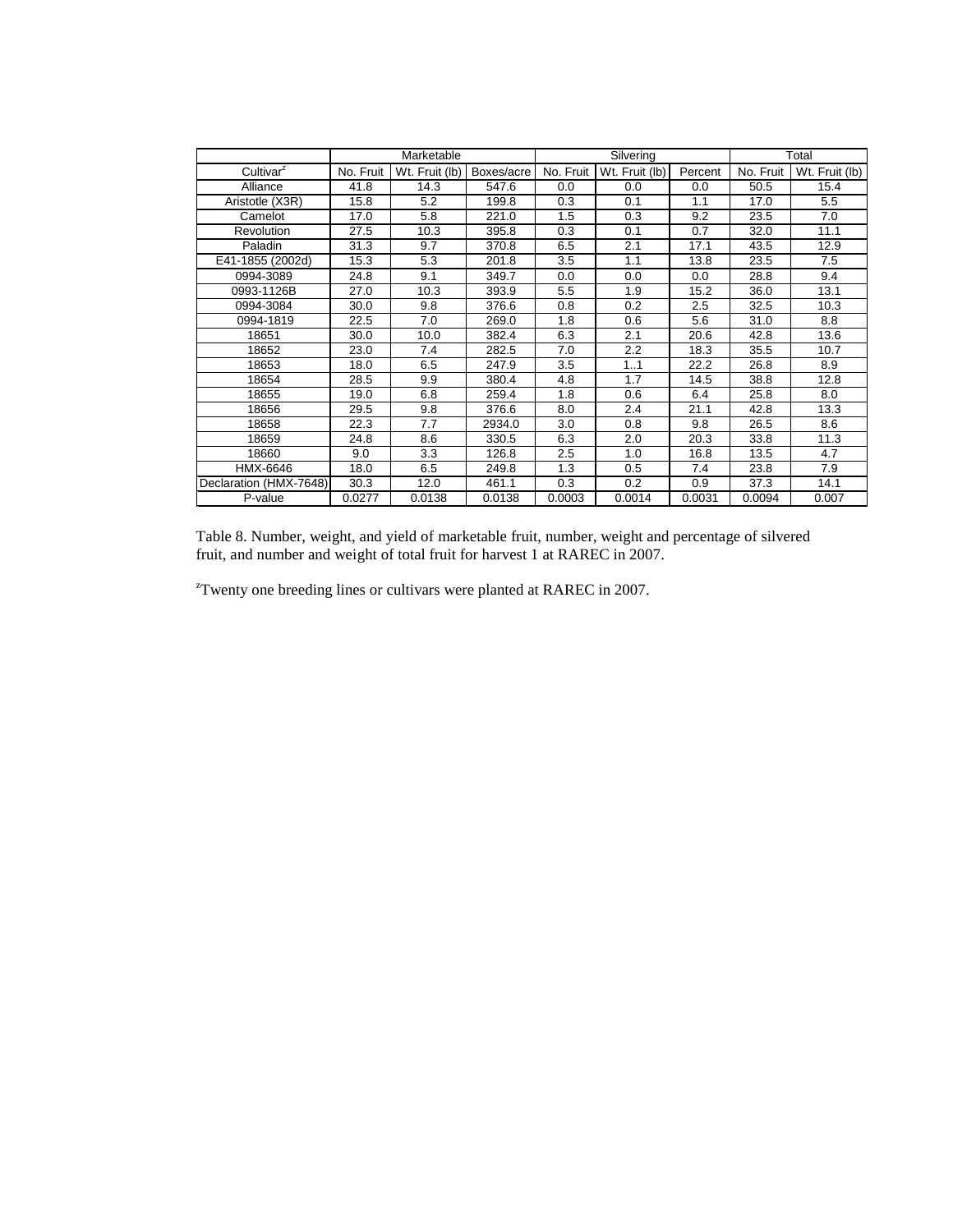| | Marketable | | | Silvering | | | Total | |
|---|---|---|---|---|---|---|---|---|
| Cultivar[z] | No. Fruit | Wt. Fruit (lb) | Boxes/acre | No. Fruit | Wt. Fruit (lb) | Percent | No. Fruit | Wt. Fruit (lb) |
| Alliance | 41.8 | 14.3 | 547.6 | 0.0 | 0.0 | 0.0 | 50.5 | 15.4 |
| Aristotle (X3R) | 15.8 | 5.2 | 199.8 | 0.3 | 0.1 | 1.1 | 17.0 | 5.5 |
| Camelot | 17.0 | 5.8 | 221.0 | 1.5 | 0.3 | 9.2 | 23.5 | 7.0 |
| Revolution | 27.5 | 10.3 | 395.8 | 0.3 | 0.1 | 0.7 | 32.0 | 11.1 |
| Paladin | 31.3 | 9.7 | 370.8 | 6.5 | 2.1 | 17.1 | 43.5 | 12.9 |
| E41-1855 (2002d) | 15.3 | 5.3 | 201.8 | 3.5 | 1.1 | 13.8 | 23.5 | 7.5 |
| 0994-3089 | 24.8 | 9.1 | 349.7 | 0.0 | 0.0 | 0.0 | 28.8 | 9.4 |
| 0993-1126B | 27.0 | 10.3 | 393.9 | 5.5 | 1.9 | 15.2 | 36.0 | 13.1 |
| 0994-3084 | 30.0 | 9.8 | 376.6 | 0.8 | 0.2 | 2.5 | 32.5 | 10.3 |
| 0994-1819 | 22.5 | 7.0 | 269.0 | 1.8 | 0.6 | 5.6 | 31.0 | 8.8 |
| 18651 | 30.0 | 10.0 | 382.4 | 6.3 | 2.1 | 20.6 | 42.8 | 13.6 |
| 18652 | 23.0 | 7.4 | 282.5 | 7.0 | 2.2 | 18.3 | 35.5 | 10.7 |
| 18653 | 18.0 | 6.5 | 247.9 | 3.5 | 1..1 | 22.2 | 26.8 | 8.9 |
| 18654 | 28.5 | 9.9 | 380.4 | 4.8 | 1.7 | 14.5 | 38.8 | 12.8 |
| 18655 | 19.0 | 6.8 | 259.4 | 1.8 | 0.6 | 6.4 | 25.8 | 8.0 |
| 18656 | 29.5 | 9.8 | 376.6 | 8.0 | 2.4 | 21.1 | 42.8 | 13.3 |
| 18658 | 22.3 | 7.7 | 2934.0 | 3.0 | 0.8 | 9.8 | 26.5 | 8.6 |
| 18659 | 24.8 | 8.6 | 330.5 | 6.3 | 2.0 | 20.3 | 33.8 | 11.3 |
| 18660 | 9.0 | 3.3 | 126.8 | 2.5 | 1.0 | 16.8 | 13.5 | 4.7 |
| HMX-6646 | 18.0 | 6.5 | 249.8 | 1.3 | 0.5 | 7.4 | 23.8 | 7.9 |
| Declaration (HMX-7648) | 30.3 | 12.0 | 461.1 | 0.3 | 0.2 | 0.9 | 37.3 | 14.1 |
| P-value | 0.0277 | 0.0138 | 0.0138 | 0.0003 | 0.0014 | 0.0031 | 0.0094 | 0.007 |

Table 8. Number, weight, and yield of marketable fruit, number, weight and percentage of silvered fruit, and number and weight of total fruit for harvest 1 at RAREC in 2007.

[z]Twenty one breeding lines or cultivars were planted at RAREC in 2007.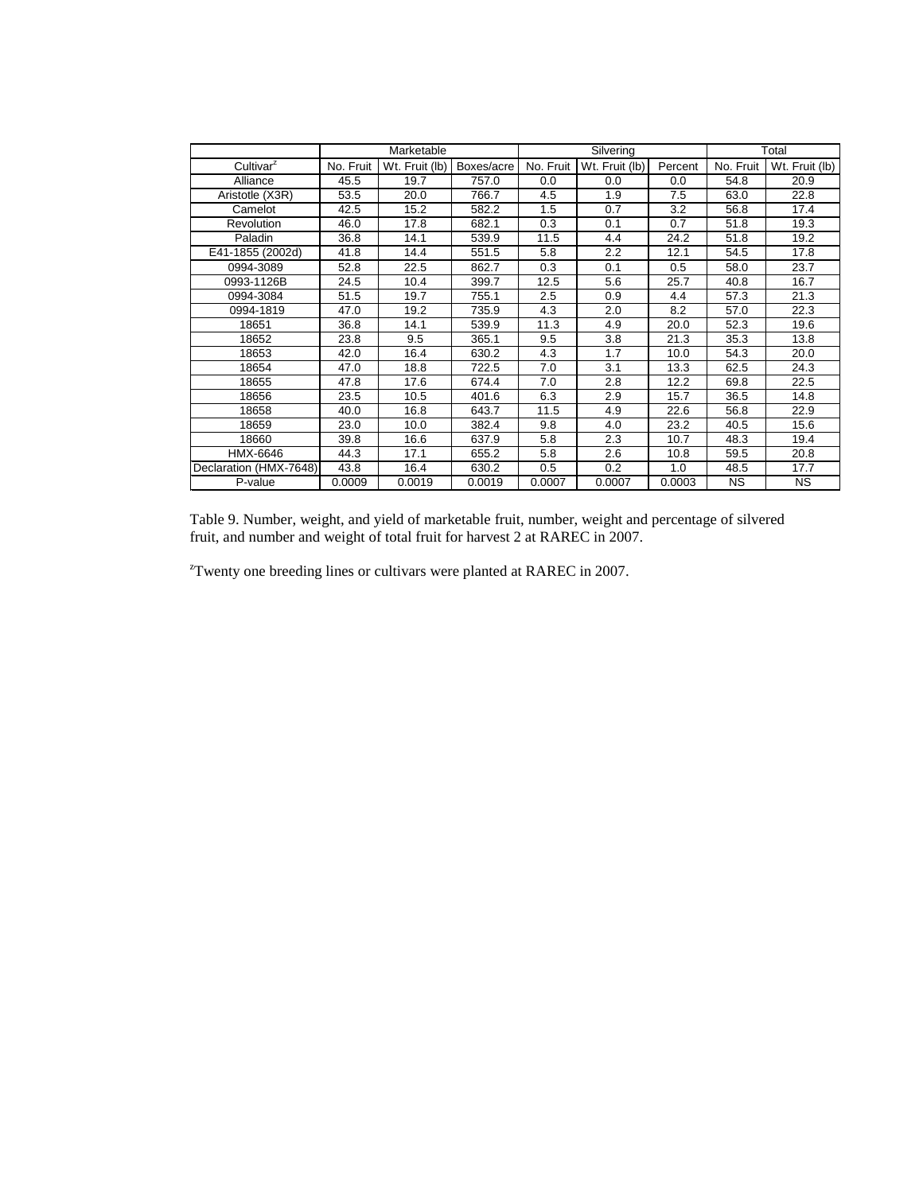| | Marketable | | | Silvering | | | Total | |
|---|---|---|---|---|---|---|---|---|
| Cultivar[z] | No. Fruit | Wt. Fruit (lb) | Boxes/acre | No. Fruit | Wt. Fruit (lb) | Percent | No. Fruit | Wt. Fruit (lb) |
| Alliance | 45.5 | 19.7 | 757.0 | 0.0 | 0.0 | 0.0 | 54.8 | 20.9 |
| Aristotle (X3R) | 53.5 | 20.0 | 766.7 | 4.5 | 1.9 | 7.5 | 63.0 | 22.8 |
| Camelot | 42.5 | 15.2 | 582.2 | 1.5 | 0.7 | 3.2 | 56.8 | 17.4 |
| Revolution | 46.0 | 17.8 | 682.1 | 0.3 | 0.1 | 0.7 | 51.8 | 19.3 |
| Paladin | 36.8 | 14.1 | 539.9 | 11.5 | 4.4 | 24.2 | 51.8 | 19.2 |
| E41-1855 (2002d) | 41.8 | 14.4 | 551.5 | 5.8 | 2.2 | 12.1 | 54.5 | 17.8 |
| 0994-3089 | 52.8 | 22.5 | 862.7 | 0.3 | 0.1 | 0.5 | 58.0 | 23.7 |
| 0993-1126B | 24.5 | 10.4 | 399.7 | 12.5 | 5.6 | 25.7 | 40.8 | 16.7 |
| 0994-3084 | 51.5 | 19.7 | 755.1 | 2.5 | 0.9 | 4.4 | 57.3 | 21.3 |
| 0994-1819 | 47.0 | 19.2 | 735.9 | 4.3 | 2.0 | 8.2 | 57.0 | 22.3 |
| 18651 | 36.8 | 14.1 | 539.9 | 11.3 | 4.9 | 20.0 | 52.3 | 19.6 |
| 18652 | 23.8 | 9.5 | 365.1 | 9.5 | 3.8 | 21.3 | 35.3 | 13.8 |
| 18653 | 42.0 | 16.4 | 630.2 | 4.3 | 1.7 | 10.0 | 54.3 | 20.0 |
| 18654 | 47.0 | 18.8 | 722.5 | 7.0 | 3.1 | 13.3 | 62.5 | 24.3 |
| 18655 | 47.8 | 17.6 | 674.4 | 7.0 | 2.8 | 12.2 | 69.8 | 22.5 |
| 18656 | 23.5 | 10.5 | 401.6 | 6.3 | 2.9 | 15.7 | 36.5 | 14.8 |
| 18658 | 40.0 | 16.8 | 643.7 | 11.5 | 4.9 | 22.6 | 56.8 | 22.9 |
| 18659 | 23.0 | 10.0 | 382.4 | 9.8 | 4.0 | 23.2 | 40.5 | 15.6 |
| 18660 | 39.8 | 16.6 | 637.9 | 5.8 | 2.3 | 10.7 | 48.3 | 19.4 |
| HMX-6646 | 44.3 | 17.1 | 655.2 | 5.8 | 2.6 | 10.8 | 59.5 | 20.8 |
| Declaration (HMX-7648) | 43.8 | 16.4 | 630.2 | 0.5 | 0.2 | 1.0 | 48.5 | 17.7 |
| P-value | 0.0009 | 0.0019 | 0.0019 | 0.0007 | 0.0007 | 0.0003 | NS | NS |

Table 9. Number, weight, and yield of marketable fruit, number, weight and percentage of silvered fruit, and number and weight of total fruit for harvest 2 at RAREC in 2007.

[z]Twenty one breeding lines or cultivars were planted at RAREC in 2007.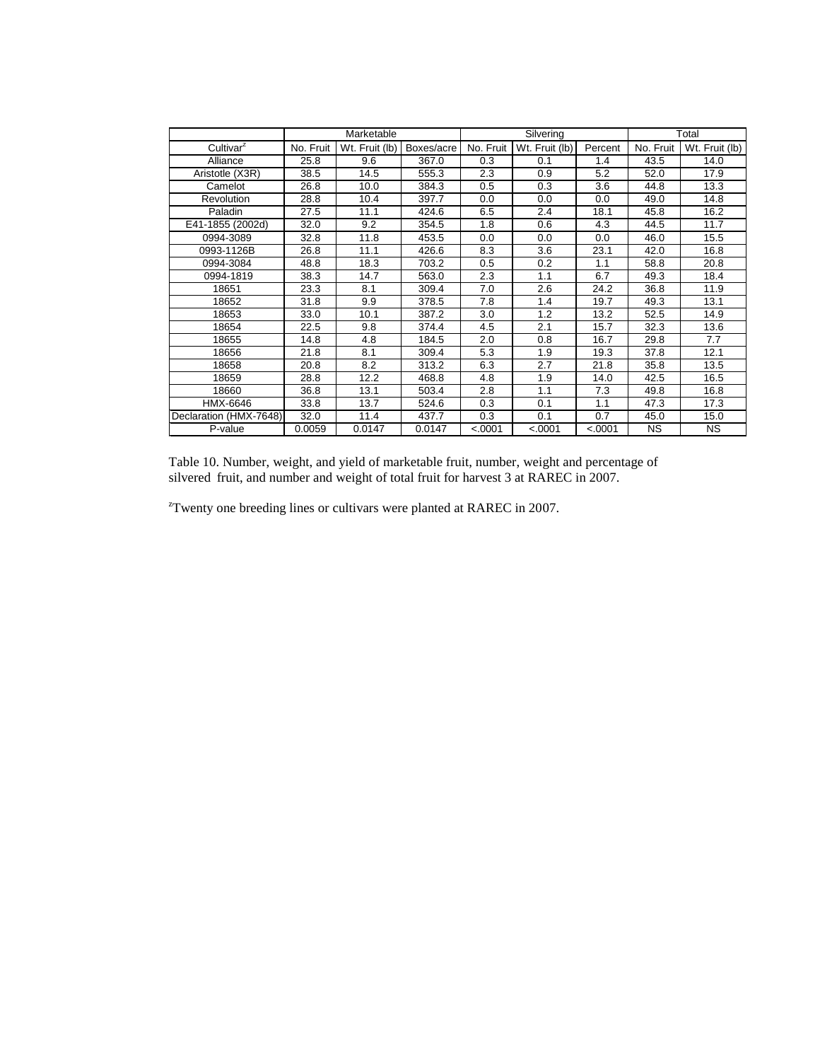| | Marketable | | | Silvering | | | Total | |
|---|---|---|---|---|---|---|---|---|
| Cultivar[z] | No. Fruit | Wt. Fruit (lb) | Boxes/acre | No. Fruit | Wt. Fruit (lb) | Percent | No. Fruit | Wt. Fruit (lb) |
| Alliance | 25.8 | 9.6 | 367.0 | 0.3 | 0.1 | 1.4 | 43.5 | 14.0 |
| Aristotle (X3R) | 38.5 | 14.5 | 555.3 | 2.3 | 0.9 | 5.2 | 52.0 | 17.9 |
| Camelot | 26.8 | 10.0 | 384.3 | 0.5 | 0.3 | 3.6 | 44.8 | 13.3 |
| Revolution | 28.8 | 10.4 | 397.7 | 0.0 | 0.0 | 0.0 | 49.0 | 14.8 |
| Paladin | 27.5 | 11.1 | 424.6 | 6.5 | 2.4 | 18.1 | 45.8 | 16.2 |
| E41-1855 (2002d) | 32.0 | 9.2 | 354.5 | 1.8 | 0.6 | 4.3 | 44.5 | 11.7 |
| 0994-3089 | 32.8 | 11.8 | 453.5 | 0.0 | 0.0 | 0.0 | 46.0 | 15.5 |
| 0993-1126B | 26.8 | 11.1 | 426.6 | 8.3 | 3.6 | 23.1 | 42.0 | 16.8 |
| 0994-3084 | 48.8 | 18.3 | 703.2 | 0.5 | 0.2 | 1.1 | 58.8 | 20.8 |
| 0994-1819 | 38.3 | 14.7 | 563.0 | 2.3 | 1.1 | 6.7 | 49.3 | 18.4 |
| 18651 | 23.3 | 8.1 | 309.4 | 7.0 | 2.6 | 24.2 | 36.8 | 11.9 |
| 18652 | 31.8 | 9.9 | 378.5 | 7.8 | 1.4 | 19.7 | 49.3 | 13.1 |
| 18653 | 33.0 | 10.1 | 387.2 | 3.0 | 1.2 | 13.2 | 52.5 | 14.9 |
| 18654 | 22.5 | 9.8 | 374.4 | 4.5 | 2.1 | 15.7 | 32.3 | 13.6 |
| 18655 | 14.8 | 4.8 | 184.5 | 2.0 | 0.8 | 16.7 | 29.8 | 7.7 |
| 18656 | 21.8 | 8.1 | 309.4 | 5.3 | 1.9 | 19.3 | 37.8 | 12.1 |
| 18658 | 20.8 | 8.2 | 313.2 | 6.3 | 2.7 | 21.8 | 35.8 | 13.5 |
| 18659 | 28.8 | 12.2 | 468.8 | 4.8 | 1.9 | 14.0 | 42.5 | 16.5 |
| 18660 | 36.8 | 13.1 | 503.4 | 2.8 | 1.1 | 7.3 | 49.8 | 16.8 |
| HMX-6646 | 33.8 | 13.7 | 524.6 | 0.3 | 0.1 | 1.1 | 47.3 | 17.3 |
| Declaration (HMX-7648) | 32.0 | 11.4 | 437.7 | 0.3 | 0.1 | 0.7 | 45.0 | 15.0 |
| P-value | 0.0059 | 0.0147 | 0.0147 | <.0001 | <.0001 | <.0001 | NS | NS |

Table 10. Number, weight, and yield of marketable fruit, number, weight and percentage of silvered fruit, and number and weight of total fruit for harvest 3 at RAREC in 2007.

[z]Twenty one breeding lines or cultivars were planted at RAREC in 2007.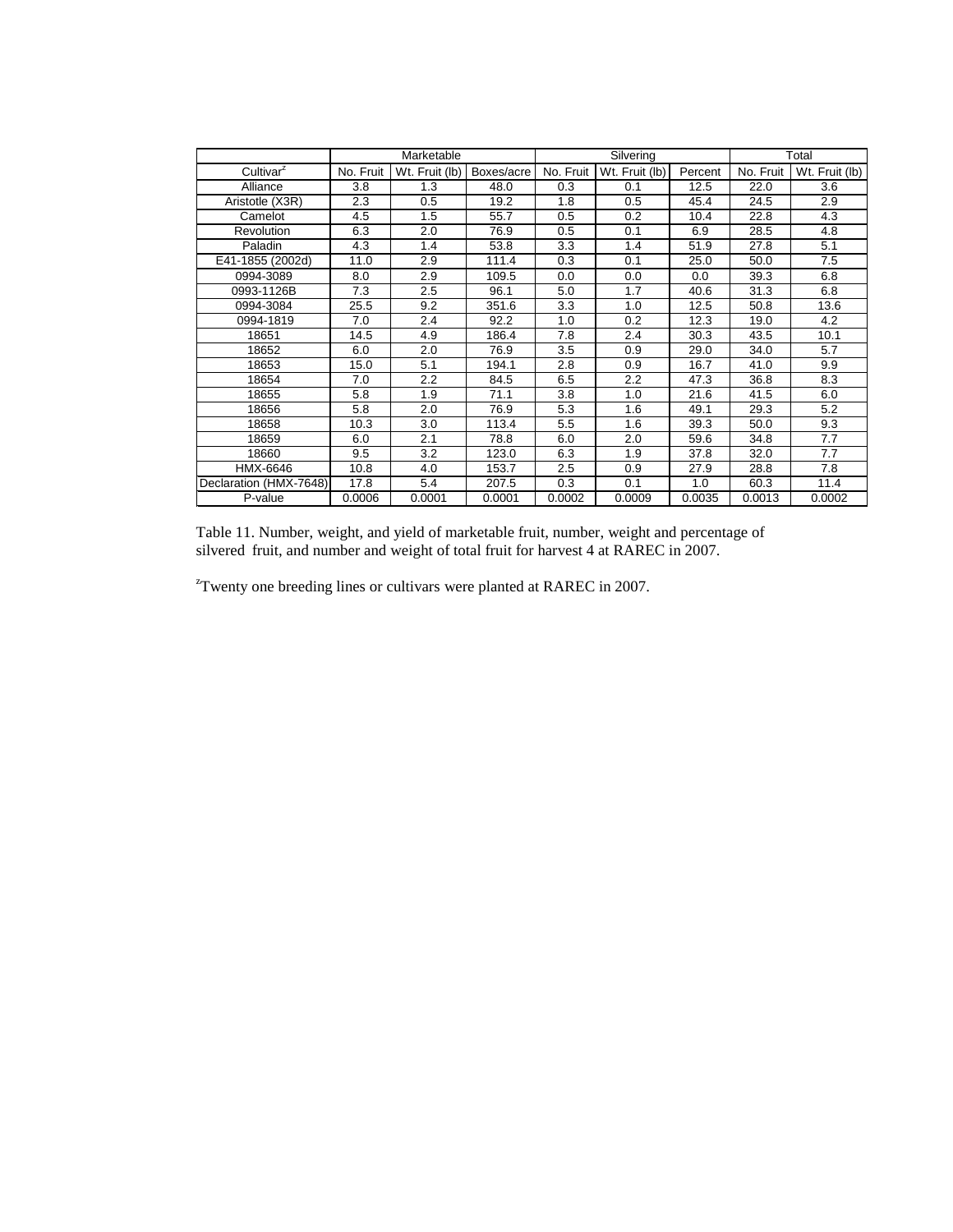| | Marketable | | | Silvering | | | Total | |
|---|---|---|---|---|---|---|---|---|
| Cultivar[z] | No. Fruit | Wt. Fruit (lb) | Boxes/acre | No. Fruit | Wt. Fruit (lb) | Percent | No. Fruit | Wt. Fruit (lb) |
| Alliance | 3.8 | 1.3 | 48.0 | 0.3 | 0.1 | 12.5 | 22.0 | 3.6 |
| Aristotle (X3R) | 2.3 | 0.5 | 19.2 | 1.8 | 0.5 | 45.4 | 24.5 | 2.9 |
| Camelot | 4.5 | 1.5 | 55.7 | 0.5 | 0.2 | 10.4 | 22.8 | 4.3 |
| Revolution | 6.3 | 2.0 | 76.9 | 0.5 | 0.1 | 6.9 | 28.5 | 4.8 |
| Paladin | 4.3 | 1.4 | 53.8 | 3.3 | 1.4 | 51.9 | 27.8 | 5.1 |
| E41-1855 (2002d) | 11.0 | 2.9 | 111.4 | 0.3 | 0.1 | 25.0 | 50.0 | 7.5 |
| 0994-3089 | 8.0 | 2.9 | 109.5 | 0.0 | 0.0 | 0.0 | 39.3 | 6.8 |
| 0993-1126B | 7.3 | 2.5 | 96.1 | 5.0 | 1.7 | 40.6 | 31.3 | 6.8 |
| 0994-3084 | 25.5 | 9.2 | 351.6 | 3.3 | 1.0 | 12.5 | 50.8 | 13.6 |
| 0994-1819 | 7.0 | 2.4 | 92.2 | 1.0 | 0.2 | 12.3 | 19.0 | 4.2 |
| 18651 | 14.5 | 4.9 | 186.4 | 7.8 | 2.4 | 30.3 | 43.5 | 10.1 |
| 18652 | 6.0 | 2.0 | 76.9 | 3.5 | 0.9 | 29.0 | 34.0 | 5.7 |
| 18653 | 15.0 | 5.1 | 194.1 | 2.8 | 0.9 | 16.7 | 41.0 | 9.9 |
| 18654 | 7.0 | 2.2 | 84.5 | 6.5 | 2.2 | 47.3 | 36.8 | 8.3 |
| 18655 | 5.8 | 1.9 | 71.1 | 3.8 | 1.0 | 21.6 | 41.5 | 6.0 |
| 18656 | 5.8 | 2.0 | 76.9 | 5.3 | 1.6 | 49.1 | 29.3 | 5.2 |
| 18658 | 10.3 | 3.0 | 113.4 | 5.5 | 1.6 | 39.3 | 50.0 | 9.3 |
| 18659 | 6.0 | 2.1 | 78.8 | 6.0 | 2.0 | 59.6 | 34.8 | 7.7 |
| 18660 | 9.5 | 3.2 | 123.0 | 6.3 | 1.9 | 37.8 | 32.0 | 7.7 |
| HMX-6646 | 10.8 | 4.0 | 153.7 | 2.5 | 0.9 | 27.9 | 28.8 | 7.8 |
| Declaration (HMX-7648) | 17.8 | 5.4 | 207.5 | 0.3 | 0.1 | 1.0 | 60.3 | 11.4 |
| P-value | 0.0006 | 0.0001 | 0.0001 | 0.0002 | 0.0009 | 0.0035 | 0.0013 | 0.0002 |

Table 11. Number, weight, and yield of marketable fruit, number, weight and percentage of silvered fruit, and number and weight of total fruit for harvest 4 at RAREC in 2007.

[z]Twenty one breeding lines or cultivars were planted at RAREC in 2007.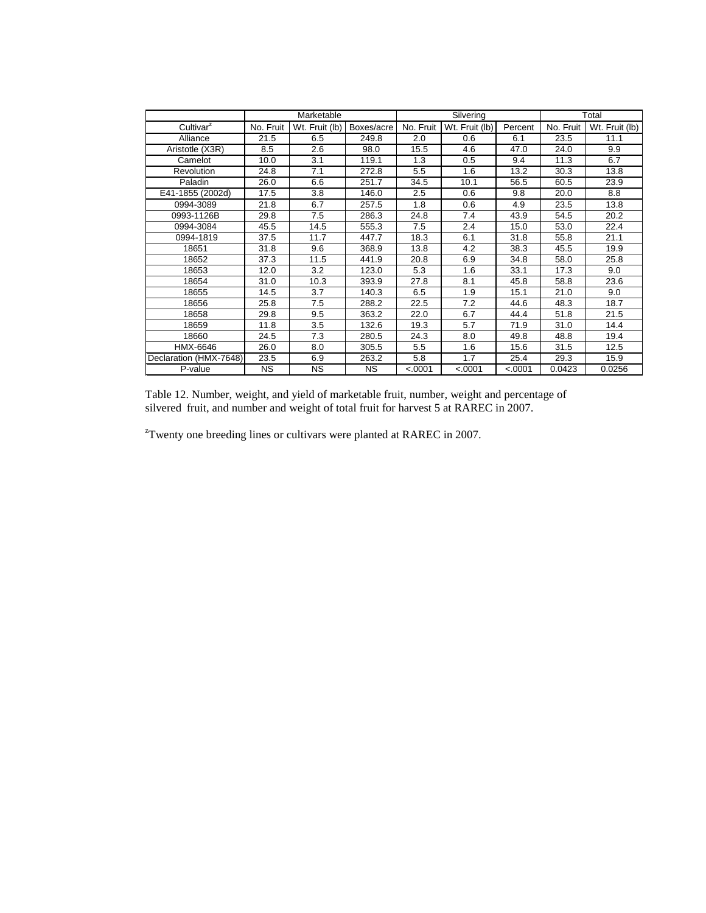| | Marketable | | | Silvering | | | Total | |
|---|---|---|---|---|---|---|---|---|
| Cultivar[z] | No. Fruit | Wt. Fruit (lb) | Boxes/acre | No. Fruit | Wt. Fruit (lb) | Percent | No. Fruit | Wt. Fruit (lb) |
| Alliance | 21.5 | 6.5 | 249.8 | 2.0 | 0.6 | 6.1 | 23.5 | 11.1 |
| Aristotle (X3R) | 8.5 | 2.6 | 98.0 | 15.5 | 4.6 | 47.0 | 24.0 | 9.9 |
| Camelot | 10.0 | 3.1 | 119.1 | 1.3 | 0.5 | 9.4 | 11.3 | 6.7 |
| Revolution | 24.8 | 7.1 | 272.8 | 5.5 | 1.6 | 13.2 | 30.3 | 13.8 |
| Paladin | 26.0 | 6.6 | 251.7 | 34.5 | 10.1 | 56.5 | 60.5 | 23.9 |
| E41-1855 (2002d) | 17.5 | 3.8 | 146.0 | 2.5 | 0.6 | 9.8 | 20.0 | 8.8 |
| 0994-3089 | 21.8 | 6.7 | 257.5 | 1.8 | 0.6 | 4.9 | 23.5 | 13.8 |
| 0993-1126B | 29.8 | 7.5 | 286.3 | 24.8 | 7.4 | 43.9 | 54.5 | 20.2 |
| 0994-3084 | 45.5 | 14.5 | 555.3 | 7.5 | 2.4 | 15.0 | 53.0 | 22.4 |
| 0994-1819 | 37.5 | 11.7 | 447.7 | 18.3 | 6.1 | 31.8 | 55.8 | 21.1 |
| 18651 | 31.8 | 9.6 | 368.9 | 13.8 | 4.2 | 38.3 | 45.5 | 19.9 |
| 18652 | 37.3 | 11.5 | 441.9 | 20.8 | 6.9 | 34.8 | 58.0 | 25.8 |
| 18653 | 12.0 | 3.2 | 123.0 | 5.3 | 1.6 | 33.1 | 17.3 | 9.0 |
| 18654 | 31.0 | 10.3 | 393.9 | 27.8 | 8.1 | 45.8 | 58.8 | 23.6 |
| 18655 | 14.5 | 3.7 | 140.3 | 6.5 | 1.9 | 15.1 | 21.0 | 9.0 |
| 18656 | 25.8 | 7.5 | 288.2 | 22.5 | 7.2 | 44.6 | 48.3 | 18.7 |
| 18658 | 29.8 | 9.5 | 363.2 | 22.0 | 6.7 | 44.4 | 51.8 | 21.5 |
| 18659 | 11.8 | 3.5 | 132.6 | 19.3 | 5.7 | 71.9 | 31.0 | 14.4 |
| 18660 | 24.5 | 7.3 | 280.5 | 24.3 | 8.0 | 49.8 | 48.8 | 19.4 |
| HMX-6646 | 26.0 | 8.0 | 305.5 | 5.5 | 1.6 | 15.6 | 31.5 | 12.5 |
| Declaration (HMX-7648) | 23.5 | 6.9 | 263.2 | 5.8 | 1.7 | 25.4 | 29.3 | 15.9 |
| P-value | NS | NS | NS | <.0001 | <.0001 | <.0001 | 0.0423 | 0.0256 |

Table 12. Number, weight, and yield of marketable fruit, number, weight and percentage of silvered fruit, and number and weight of total fruit for harvest 5 at RAREC in 2007.

[z]Twenty one breeding lines or cultivars were planted at RAREC in 2007.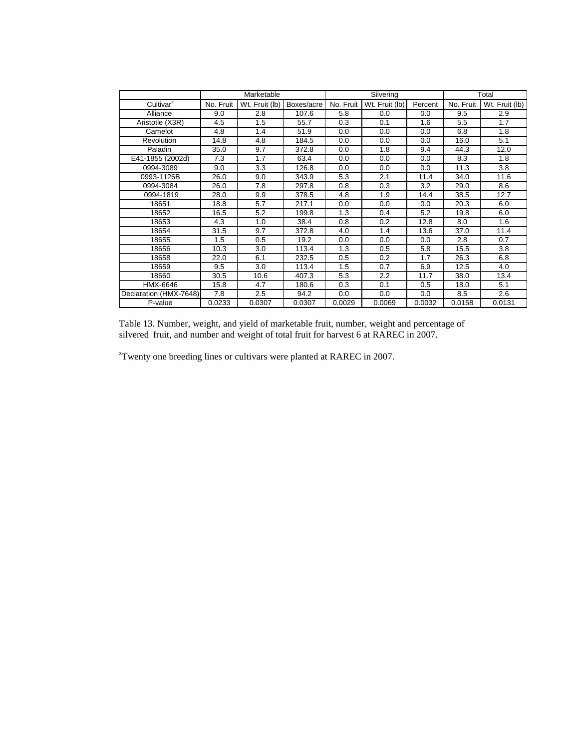| | Marketable | | | Silvering | | | Total | |
|---|---|---|---|---|---|---|---|---|
| Cultivar[z] | No. Fruit | Wt. Fruit (lb) | Boxes/acre | No. Fruit | Wt. Fruit (lb) | Percent | No. Fruit | Wt. Fruit (lb) |
| Alliance | 9.0 | 2.8 | 107.6 | 5.8 | 0.0 | 0.0 | 9.5 | 2.9 |
| Aristotle (X3R) | 4.5 | 1.5 | 55.7 | 0.3 | 0.1 | 1.6 | 5.5 | 1.7 |
| Camelot | 4.8 | 1.4 | 51.9 | 0.0 | 0.0 | 0.0 | 6.8 | 1.8 |
| Revolution | 14.8 | 4.8 | 184.5 | 0.0 | 0.0 | 0.0 | 16.0 | 5.1 |
| Paladin | 35.0 | 9.7 | 372.8 | 0.0 | 1.8 | 9.4 | 44.3 | 12.0 |
| E41-1855 (2002d) | 7.3 | 1.7 | 63.4 | 0.0 | 0.0 | 0.0 | 8.3 | 1.8 |
| 0994-3089 | 9.0 | 3.3 | 126.8 | 0.0 | 0.0 | 0.0 | 11.3 | 3.8 |
| 0993-1126B | 26.0 | 9.0 | 343.9 | 5.3 | 2.1 | 11.4 | 34.0 | 11.6 |
| 0994-3084 | 26.0 | 7.8 | 297.8 | 0.8 | 0.3 | 3.2 | 29.0 | 8.6 |
| 0994-1819 | 28.0 | 9.9 | 378.5 | 4.8 | 1.9 | 14.4 | 38.5 | 12.7 |
| 18651 | 18.8 | 5.7 | 217.1 | 0.0 | 0.0 | 0.0 | 20.3 | 6.0 |
| 18652 | 16.5 | 5.2 | 199.8 | 1.3 | 0.4 | 5.2 | 19.8 | 6.0 |
| 18653 | 4.3 | 1.0 | 38.4 | 0.8 | 0.2 | 12.8 | 8.0 | 1.6 |
| 18654 | 31.5 | 9.7 | 372.8 | 4.0 | 1.4 | 13.6 | 37.0 | 11.4 |
| 18655 | 1.5 | 0.5 | 19.2 | 0.0 | 0.0 | 0.0 | 2.8 | 0.7 |
| 18656 | 10.3 | 3.0 | 113.4 | 1.3 | 0.5 | 5.8 | 15.5 | 3.8 |
| 18658 | 22.0 | 6.1 | 232.5 | 0.5 | 0.2 | 1.7 | 26.3 | 6.8 |
| 18659 | 9.5 | 3.0 | 113.4 | 1.5 | 0.7 | 6.9 | 12.5 | 4.0 |
| 18660 | 30.5 | 10.6 | 407.3 | 5.3 | 2.2 | 11.7 | 38.0 | 13.4 |
| HMX-6646 | 15.8 | 4.7 | 180.6 | 0.3 | 0.1 | 0.5 | 18.0 | 5.1 |
| Declaration (HMX-7648) | 7.8 | 2.5 | 94.2 | 0.0 | 0.0 | 0.0 | 8.5 | 2.6 |
| P-value | 0.0233 | 0.0307 | 0.0307 | 0.0029 | 0.0069 | 0.0032 | 0.0158 | 0.0131 |

Table 13. Number, weight, and yield of marketable fruit, number, weight and percentage of silvered fruit, and number and weight of total fruit for harvest 6 at RAREC in 2007.

[z]Twenty one breeding lines or cultivars were planted at RAREC in 2007.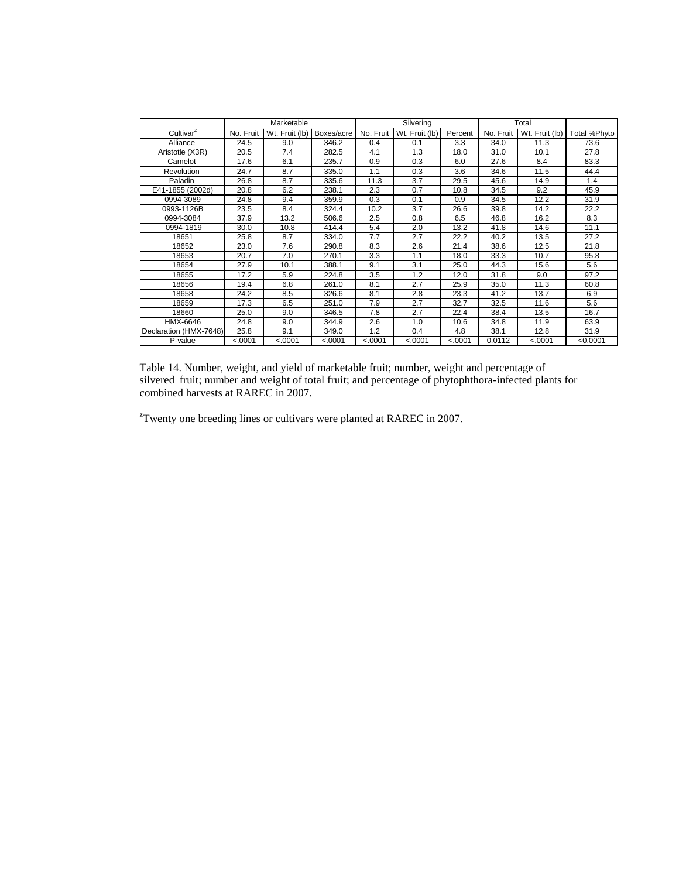| | Marketable | | | Silvering | | | Total | | |
|---|---|---|---|---|---|---|---|---|---|
| Cultivar[z] | No. Fruit | Wt. Fruit (lb) | Boxes/acre | No. Fruit | Wt. Fruit (lb) | Percent | No. Fruit | Wt. Fruit (lb) | Total %Phyto |
| Alliance | 24.5 | 9.0 | 346.2 | 0.4 | 0.1 | 3.3 | 34.0 | 11.3 | 73.6 |
| Aristotle (X3R) | 20.5 | 7.4 | 282.5 | 4.1 | 1.3 | 18.0 | 31.0 | 10.1 | 27.8 |
| Camelot | 17.6 | 6.1 | 235.7 | 0.9 | 0.3 | 6.0 | 27.6 | 8.4 | 83.3 |
| Revolution | 24.7 | 8.7 | 335.0 | 1.1 | 0.3 | 3.6 | 34.6 | 11.5 | 44.4 |
| Paladin | 26.8 | 8.7 | 335.6 | 11.3 | 3.7 | 29.5 | 45.6 | 14.9 | 1.4 |
| E41-1855 (2002d) | 20.8 | 6.2 | 238.1 | 2.3 | 0.7 | 10.8 | 34.5 | 9.2 | 45.9 |
| 0994-3089 | 24.8 | 9.4 | 359.9 | 0.3 | 0.1 | 0.9 | 34.5 | 12.2 | 31.9 |
| 0993-1126B | 23.5 | 8.4 | 324.4 | 10.2 | 3.7 | 26.6 | 39.8 | 14.2 | 22.2 |
| 0994-3084 | 37.9 | 13.2 | 506.6 | 2.5 | 0.8 | 6.5 | 46.8 | 16.2 | 8.3 |
| 0994-1819 | 30.0 | 10.8 | 414.4 | 5.4 | 2.0 | 13.2 | 41.8 | 14.6 | 11.1 |
| 18651 | 25.8 | 8.7 | 334.0 | 7.7 | 2.7 | 22.2 | 40.2 | 13.5 | 27.2 |
| 18652 | 23.0 | 7.6 | 290.8 | 8.3 | 2.6 | 21.4 | 38.6 | 12.5 | 21.8 |
| 18653 | 20.7 | 7.0 | 270.1 | 3.3 | 1.1 | 18.0 | 33.3 | 10.7 | 95.8 |
| 18654 | 27.9 | 10.1 | 388.1 | 9.1 | 3.1 | 25.0 | 44.3 | 15.6 | 5.6 |
| 18655 | 17.2 | 5.9 | 224.8 | 3.5 | 1.2 | 12.0 | 31.8 | 9.0 | 97.2 |
| 18656 | 19.4 | 6.8 | 261.0 | 8.1 | 2.7 | 25.9 | 35.0 | 11.3 | 60.8 |
| 18658 | 24.2 | 8.5 | 326.6 | 8.1 | 2.8 | 23.3 | 41.2 | 13.7 | 6.9 |
| 18659 | 17.3 | 6.5 | 251.0 | 7.9 | 2.7 | 32.7 | 32.5 | 11.6 | 5.6 |
| 18660 | 25.0 | 9.0 | 346.5 | 7.8 | 2.7 | 22.4 | 38.4 | 13.5 | 16.7 |
| HMX-6646 | 24.8 | 9.0 | 344.9 | 2.6 | 1.0 | 10.6 | 34.8 | 11.9 | 63.9 |
| Declaration (HMX-7648) | 25.8 | 9.1 | 349.0 | 1.2 | 0.4 | 4.8 | 38.1 | 12.8 | 31.9 |
| P-value | <.0001 | <.0001 | <.0001 | <.0001 | <.0001 | <.0001 | 0.0112 | <.0001 | <0.0001 |

Table 14. Number, weight, and yield of marketable fruit; number, weight and percentage of silvered fruit; number and weight of total fruit; and percentage of phytophthora-infected plants for combined harvests at RAREC in 2007.

[z]Twenty one breeding lines or cultivars were planted at RAREC in 2007.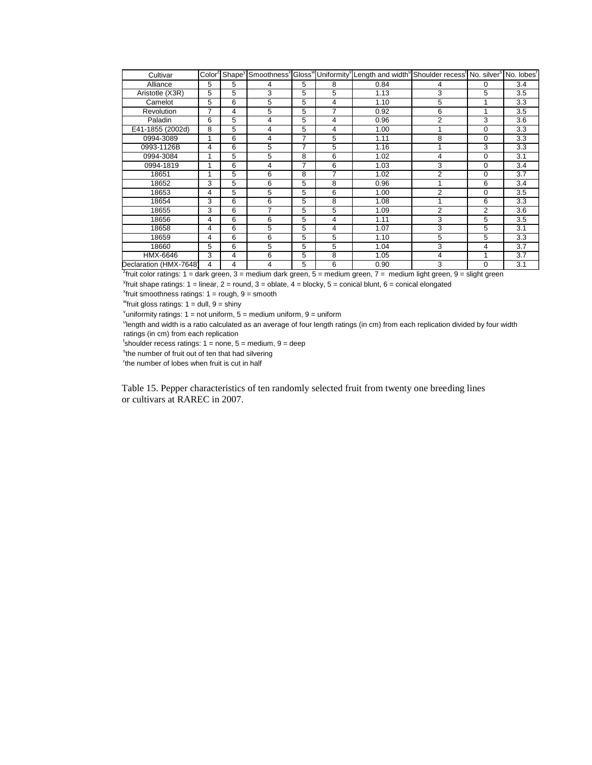| Cultivar | Color[z] | Shape[y] | Smoothness[x] | Gloss[w] | Uniformity[v] | Length and width[u] | Shoulder recess[t] | No. silver[s] | No. lobes[r] |
|---|---|---|---|---|---|---|---|---|---|
| Alliance | 5 | 5 | 4 | 5 | 8 | 0.84 | 4 | 0 | 3.4 |
| Aristotle (X3R) | 5 | 5 | 3 | 5 | 5 | 1.13 | 3 | 5 | 3.5 |
| Camelot | 5 | 6 | 5 | 5 | 4 | 1.10 | 5 | 1 | 3.3 |
| Revolution | 7 | 4 | 5 | 5 | 7 | 0.92 | 6 | 1 | 3.5 |
| Paladin | 6 | 5 | 4 | 5 | 4 | 0.96 | 2 | 3 | 3.6 |
| E41-1855 (2002d) | 8 | 5 | 4 | 5 | 4 | 1.00 | 1 | 0 | 3.3 |
| 0994-3089 | 1 | 6 | 4 | 7 | 5 | 1.11 | 8 | 0 | 3.3 |
| 0993-1126B | 4 | 6 | 5 | 7 | 5 | 1.16 | 1 | 3 | 3.3 |
| 0994-3084 | 1 | 5 | 5 | 8 | 6 | 1.02 | 4 | 0 | 3.1 |
| 0994-1819 | 1 | 6 | 4 | 7 | 6 | 1.03 | 3 | 0 | 3.4 |
| 18651 | 1 | 5 | 6 | 8 | 7 | 1.02 | 2 | 0 | 3.7 |
| 18652 | 3 | 5 | 6 | 5 | 8 | 0.96 | 1 | 6 | 3.4 |
| 18653 | 4 | 5 | 5 | 5 | 6 | 1.00 | 2 | 0 | 3.5 |
| 18654 | 3 | 6 | 6 | 5 | 8 | 1.08 | 1 | 6 | 3.3 |
| 18655 | 3 | 6 | 7 | 5 | 5 | 1.09 | 2 | 2 | 3.6 |
| 18656 | 4 | 6 | 6 | 5 | 4 | 1.11 | 3 | 5 | 3.5 |
| 18658 | 4 | 6 | 5 | 5 | 4 | 1.07 | 3 | 5 | 3.1 |
| 18659 | 4 | 6 | 6 | 5 | 5 | 1.10 | 5 | 5 | 3.3 |
| 18660 | 5 | 6 | 5 | 5 | 5 | 1.04 | 3 | 4 | 3.7 |
| HMX-6646 | 3 | 4 | 6 | 5 | 8 | 1.05 | 4 | 1 | 3.7 |
| Declaration (HMX-7648) | 4 | 4 | 4 | 5 | 6 | 0.90 | 3 | 0 | 3.1 |

[z]fruit color ratings: 1 = dark green, 3 = medium dark green, 5 = medium green, 7 = medium light green, 9 = slight green

[y]fruit shape ratings: 1 = linear, 2 = round, 3 = oblate, 4 = blocky, 5 = conical blunt, 6 = conical elongated

[x]fruit smoothness ratings: 1 = rough, 9 = smooth

[w]fruit gloss ratings: 1 = dull, 9 = shiny

[v]uniformity ratings: 1 = not uniform, 5 = medium uniform, 9 = uniform

[u]length and width is a ratio calculated as an average of four length ratings (in cm) from each replication divided by four width ratings (in cm) from each replication

[t]shoulder recess ratings: 1 = none, 5 = medium, 9 = deep

[s]the number of fruit out of ten that had silvering

[r]the number of lobes when fruit is cut in half

Table 15. Pepper characteristics of ten randomly selected fruit from twenty one breeding lines or cultivars at RAREC in 2007.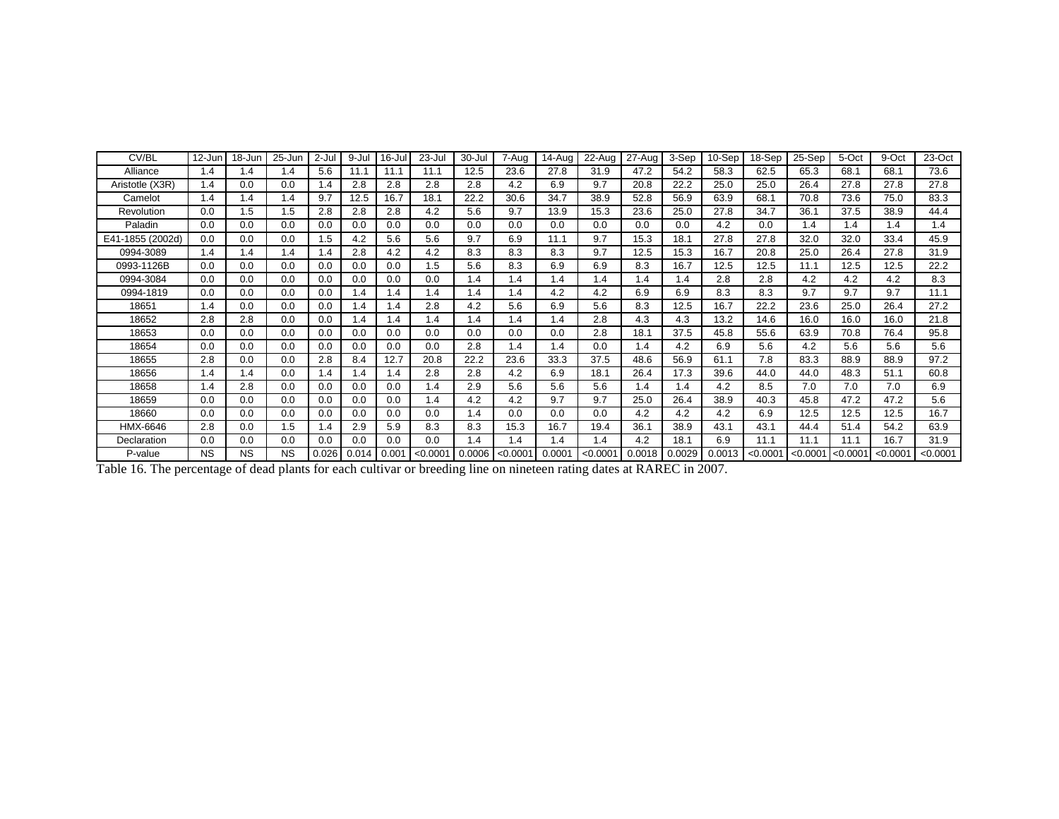| CV/BL | 12-Jun | 18-Jun | 25-Jun | 2-Jul | 9-Jul | 16-Jul | 23-Jul | 30-Jul | 7-Aug | 14-Aug | 22-Aug | 27-Aug | 3-Sep | 10-Sep | 18-Sep | 25-Sep | 5-Oct | 9-Oct | 23-Oct |
|---|---|---|---|---|---|---|---|---|---|---|---|---|---|---|---|---|---|---|---|
| Alliance | 1.4 | 1.4 | 1.4 | 5.6 | 11.1 | 11.1 | 11.1 | 12.5 | 23.6 | 27.8 | 31.9 | 47.2 | 54.2 | 58.3 | 62.5 | 65.3 | 68.1 | 68.1 | 73.6 |
| Aristotle (X3R) | 1.4 | 0.0 | 0.0 | 1.4 | 2.8 | 2.8 | 2.8 | 2.8 | 4.2 | 6.9 | 9.7 | 20.8 | 22.2 | 25.0 | 25.0 | 26.4 | 27.8 | 27.8 | 27.8 |
| Camelot | 1.4 | 1.4 | 1.4 | 9.7 | 12.5 | 16.7 | 18.1 | 22.2 | 30.6 | 34.7 | 38.9 | 52.8 | 56.9 | 63.9 | 68.1 | 70.8 | 73.6 | 75.0 | 83.3 |
| Revolution | 0.0 | 1.5 | 1.5 | 2.8 | 2.8 | 2.8 | 4.2 | 5.6 | 9.7 | 13.9 | 15.3 | 23.6 | 25.0 | 27.8 | 34.7 | 36.1 | 37.5 | 38.9 | 44.4 |
| Paladin | 0.0 | 0.0 | 0.0 | 0.0 | 0.0 | 0.0 | 0.0 | 0.0 | 0.0 | 0.0 | 0.0 | 0.0 | 0.0 | 4.2 | 0.0 | 1.4 | 1.4 | 1.4 | 1.4 |
| E41-1855 (2002d) | 0.0 | 0.0 | 0.0 | 1.5 | 4.2 | 5.6 | 5.6 | 9.7 | 6.9 | 11.1 | 9.7 | 15.3 | 18.1 | 27.8 | 27.8 | 32.0 | 32.0 | 33.4 | 45.9 |
| 0994-3089 | 1.4 | 1.4 | 1.4 | 1.4 | 2.8 | 4.2 | 4.2 | 8.3 | 8.3 | 8.3 | 9.7 | 12.5 | 15.3 | 16.7 | 20.8 | 25.0 | 26.4 | 27.8 | 31.9 |
| 0993-1126B | 0.0 | 0.0 | 0.0 | 0.0 | 0.0 | 0.0 | 1.5 | 5.6 | 8.3 | 6.9 | 6.9 | 8.3 | 16.7 | 12.5 | 12.5 | 11.1 | 12.5 | 12.5 | 22.2 |
| 0994-3084 | 0.0 | 0.0 | 0.0 | 0.0 | 0.0 | 0.0 | 0.0 | 1.4 | 1.4 | 1.4 | 1.4 | 1.4 | 1.4 | 2.8 | 2.8 | 4.2 | 4.2 | 4.2 | 8.3 |
| 0994-1819 | 0.0 | 0.0 | 0.0 | 0.0 | 1.4 | 1.4 | 1.4 | 1.4 | 1.4 | 4.2 | 4.2 | 6.9 | 6.9 | 8.3 | 8.3 | 9.7 | 9.7 | 9.7 | 11.1 |
| 18651 | 1.4 | 0.0 | 0.0 | 0.0 | 1.4 | 1.4 | 2.8 | 4.2 | 5.6 | 6.9 | 5.6 | 8.3 | 12.5 | 16.7 | 22.2 | 23.6 | 25.0 | 26.4 | 27.2 |
| 18652 | 2.8 | 2.8 | 0.0 | 0.0 | 1.4 | 1.4 | 1.4 | 1.4 | 1.4 | 1.4 | 2.8 | 4.3 | 4.3 | 13.2 | 14.6 | 16.0 | 16.0 | 16.0 | 21.8 |
| 18653 | 0.0 | 0.0 | 0.0 | 0.0 | 0.0 | 0.0 | 0.0 | 0.0 | 0.0 | 0.0 | 2.8 | 18.1 | 37.5 | 45.8 | 55.6 | 63.9 | 70.8 | 76.4 | 95.8 |
| 18654 | 0.0 | 0.0 | 0.0 | 0.0 | 0.0 | 0.0 | 0.0 | 2.8 | 1.4 | 1.4 | 0.0 | 1.4 | 4.2 | 6.9 | 5.6 | 4.2 | 5.6 | 5.6 | 5.6 |
| 18655 | 2.8 | 0.0 | 0.0 | 2.8 | 8.4 | 12.7 | 20.8 | 22.2 | 23.6 | 33.3 | 37.5 | 48.6 | 56.9 | 61.1 | 7.8 | 83.3 | 88.9 | 88.9 | 97.2 |
| 18656 | 1.4 | 1.4 | 0.0 | 1.4 | 1.4 | 1.4 | 2.8 | 2.8 | 4.2 | 6.9 | 18.1 | 26.4 | 17.3 | 39.6 | 44.0 | 44.0 | 48.3 | 51.1 | 60.8 |
| 18658 | 1.4 | 2.8 | 0.0 | 0.0 | 0.0 | 0.0 | 1.4 | 2.9 | 5.6 | 5.6 | 5.6 | 1.4 | 1.4 | 4.2 | 8.5 | 7.0 | 7.0 | 7.0 | 6.9 |
| 18659 | 0.0 | 0.0 | 0.0 | 0.0 | 0.0 | 0.0 | 1.4 | 4.2 | 4.2 | 9.7 | 9.7 | 25.0 | 26.4 | 38.9 | 40.3 | 45.8 | 47.2 | 47.2 | 5.6 |
| 18660 | 0.0 | 0.0 | 0.0 | 0.0 | 0.0 | 0.0 | 0.0 | 1.4 | 0.0 | 0.0 | 0.0 | 4.2 | 4.2 | 4.2 | 6.9 | 12.5 | 12.5 | 12.5 | 16.7 |
| HMX-6646 | 2.8 | 0.0 | 1.5 | 1.4 | 2.9 | 5.9 | 8.3 | 8.3 | 15.3 | 16.7 | 19.4 | 36.1 | 38.9 | 43.1 | 43.1 | 44.4 | 51.4 | 54.2 | 63.9 |
| Declaration | 0.0 | 0.0 | 0.0 | 0.0 | 0.0 | 0.0 | 0.0 | 1.4 | 1.4 | 1.4 | 1.4 | 4.2 | 18.1 | 6.9 | 11.1 | 11.1 | 11.1 | 16.7 | 31.9 |
| P-value | NS | NS | NS | 0.026 | 0.014 | 0.001 | <0.0001 | 0.0006 | <0.0001 | 0.0001 | <0.0001 | 0.0018 | 0.0029 | 0.0013 | <0.0001 | <0.0001 | <0.0001 | <0.0001 | <0.0001 |

Table 16. The percentage of dead plants for each cultivar or breeding line on nineteen rating dates at RAREC in 2007.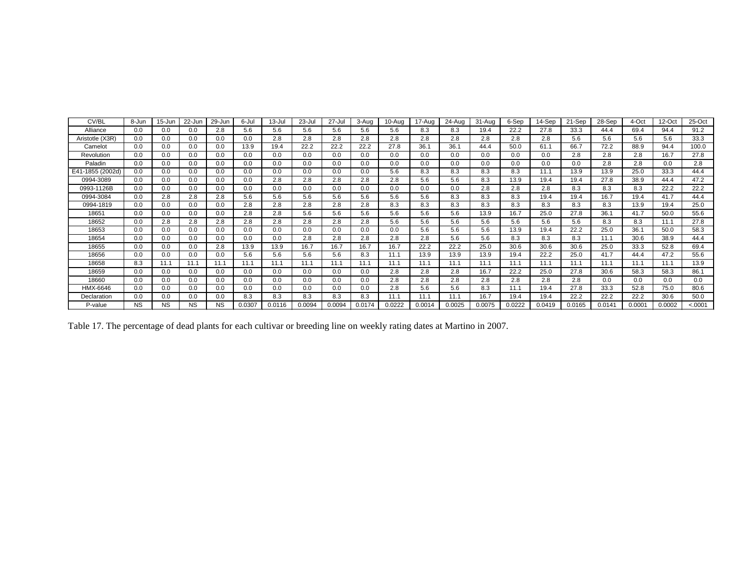| CV/BL | 8-Jun | 15-Jun | 22-Jun | 29-Jun | 6-Jul | 13-Jul | 23-Jul | 27-Jul | 3-Aug | 10-Aug | 17-Aug | 24-Aug | 31-Aug | 6-Sep | 14-Sep | 21-Sep | 28-Sep | 4-Oct | 12-Oct | 25-Oct |
|---|---|---|---|---|---|---|---|---|---|---|---|---|---|---|---|---|---|---|---|---|
| Alliance | 0.0 | 0.0 | 0.0 | 2.8 | 5.6 | 5.6 | 5.6 | 5.6 | 5.6 | 5.6 | 8.3 | 8.3 | 19.4 | 22.2 | 27.8 | 33.3 | 44.4 | 69.4 | 94.4 | 91.2 |
| Aristotle (X3R) | 0.0 | 0.0 | 0.0 | 0.0 | 0.0 | 2.8 | 2.8 | 2.8 | 2.8 | 2.8 | 2.8 | 2.8 | 2.8 | 2.8 | 2.8 | 5.6 | 5.6 | 5.6 | 5.6 | 33.3 |
| Camelot | 0.0 | 0.0 | 0.0 | 0.0 | 13.9 | 19.4 | 22.2 | 22.2 | 22.2 | 27.8 | 36.1 | 36.1 | 44.4 | 50.0 | 61.1 | 66.7 | 72.2 | 88.9 | 94.4 | 100.0 |
| Revolution | 0.0 | 0.0 | 0.0 | 0.0 | 0.0 | 0.0 | 0.0 | 0.0 | 0.0 | 0.0 | 0.0 | 0.0 | 0.0 | 0.0 | 0.0 | 2.8 | 2.8 | 2.8 | 16.7 | 27.8 |
| Paladin | 0.0 | 0.0 | 0.0 | 0.0 | 0.0 | 0.0 | 0.0 | 0.0 | 0.0 | 0.0 | 0.0 | 0.0 | 0.0 | 0.0 | 0.0 | 0.0 | 2.8 | 2.8 | 0.0 | 2.8 |
| E41-1855 (2002d) | 0.0 | 0.0 | 0.0 | 0.0 | 0.0 | 0.0 | 0.0 | 0.0 | 0.0 | 5.6 | 8.3 | 8.3 | 8.3 | 8.3 | 11.1 | 13.9 | 13.9 | 25.0 | 33.3 | 44.4 |
| 0994-3089 | 0.0 | 0.0 | 0.0 | 0.0 | 0.0 | 2.8 | 2.8 | 2.8 | 2.8 | 2.8 | 5.6 | 5.6 | 8.3 | 13.9 | 19.4 | 19.4 | 27.8 | 38.9 | 44.4 | 47.2 |
| 0993-1126B | 0.0 | 0.0 | 0.0 | 0.0 | 0.0 | 0.0 | 0.0 | 0.0 | 0.0 | 0.0 | 0.0 | 0.0 | 2.8 | 2.8 | 2.8 | 8.3 | 8.3 | 8.3 | 22.2 | 22.2 |
| 0994-3084 | 0.0 | 2.8 | 2.8 | 2.8 | 5.6 | 5.6 | 5.6 | 5.6 | 5.6 | 5.6 | 5.6 | 8.3 | 8.3 | 8.3 | 19.4 | 19.4 | 16.7 | 19.4 | 41.7 | 44.4 |
| 0994-1819 | 0.0 | 0.0 | 0.0 | 0.0 | 2.8 | 2.8 | 2.8 | 2.8 | 2.8 | 8.3 | 8.3 | 8.3 | 8.3 | 8.3 | 8.3 | 8.3 | 8.3 | 13.9 | 19.4 | 25.0 |
| 18651 | 0.0 | 0.0 | 0.0 | 0.0 | 2.8 | 2.8 | 5.6 | 5.6 | 5.6 | 5.6 | 5.6 | 5.6 | 13.9 | 16.7 | 25.0 | 27.8 | 36.1 | 41.7 | 50.0 | 55.6 |
| 18652 | 0.0 | 2.8 | 2.8 | 2.8 | 2.8 | 2.8 | 2.8 | 2.8 | 2.8 | 5.6 | 5.6 | 5.6 | 5.6 | 5.6 | 5.6 | 5.6 | 8.3 | 8.3 | 11.1 | 27.8 |
| 18653 | 0.0 | 0.0 | 0.0 | 0.0 | 0.0 | 0.0 | 0.0 | 0.0 | 0.0 | 0.0 | 5.6 | 5.6 | 5.6 | 13.9 | 19.4 | 22.2 | 25.0 | 36.1 | 50.0 | 58.3 |
| 18654 | 0.0 | 0.0 | 0.0 | 0.0 | 0.0 | 0.0 | 2.8 | 2.8 | 2.8 | 2.8 | 2.8 | 5.6 | 5.6 | 8.3 | 8.3 | 8.3 | 11.1 | 30.6 | 38.9 | 44.4 |
| 18655 | 0.0 | 0.0 | 0.0 | 2.8 | 13.9 | 13.9 | 16.7 | 16.7 | 16.7 | 16.7 | 22.2 | 22.2 | 25.0 | 30.6 | 30.6 | 30.6 | 25.0 | 33.3 | 52.8 | 69.4 |
| 18656 | 0.0 | 0.0 | 0.0 | 0.0 | 5.6 | 5.6 | 5.6 | 5.6 | 8.3 | 11.1 | 13.9 | 13.9 | 13.9 | 19.4 | 22.2 | 25.0 | 41.7 | 44.4 | 47.2 | 55.6 |
| 18658 | 8.3 | 11.1 | 11.1 | 11.1 | 11.1 | 11.1 | 11.1 | 11.1 | 11.1 | 11.1 | 11.1 | 11.1 | 11.1 | 11.1 | 11.1 | 11.1 | 11.1 | 11.1 | 11.1 | 13.9 |
| 18659 | 0.0 | 0.0 | 0.0 | 0.0 | 0.0 | 0.0 | 0.0 | 0.0 | 0.0 | 2.8 | 2.8 | 2.8 | 16.7 | 22.2 | 25.0 | 27.8 | 30.6 | 58.3 | 58.3 | 86.1 |
| 18660 | 0.0 | 0.0 | 0.0 | 0.0 | 0.0 | 0.0 | 0.0 | 0.0 | 0.0 | 2.8 | 2.8 | 2.8 | 2.8 | 2.8 | 2.8 | 2.8 | 0.0 | 0.0 | 0.0 | 0.0 |
| HMX-6646 | 0.0 | 0.0 | 0.0 | 0.0 | 0.0 | 0.0 | 0.0 | 0.0 | 0.0 | 2.8 | 5.6 | 5.6 | 8.3 | 11.1 | 19.4 | 27.8 | 33.3 | 52.8 | 75.0 | 80.6 |
| Declaration | 0.0 | 0.0 | 0.0 | 0.0 | 8.3 | 8.3 | 8.3 | 8.3 | 8.3 | 11.1 | 11.1 | 11.1 | 16.7 | 19.4 | 19.4 | 22.2 | 22.2 | 22.2 | 30.6 | 50.0 |
| P-value | NS | NS | NS | NS | 0.0307 | 0.0116 | 0.0094 | 0.0094 | 0.0174 | 0.0222 | 0.0014 | 0.0025 | 0.0075 | 0.0222 | 0.0419 | 0.0165 | 0.0141 | 0.0001 | 0.0002 | <.0001 |

Table 17. The percentage of dead plants for each cultivar or breeding line on weekly rating dates at Martino in 2007.